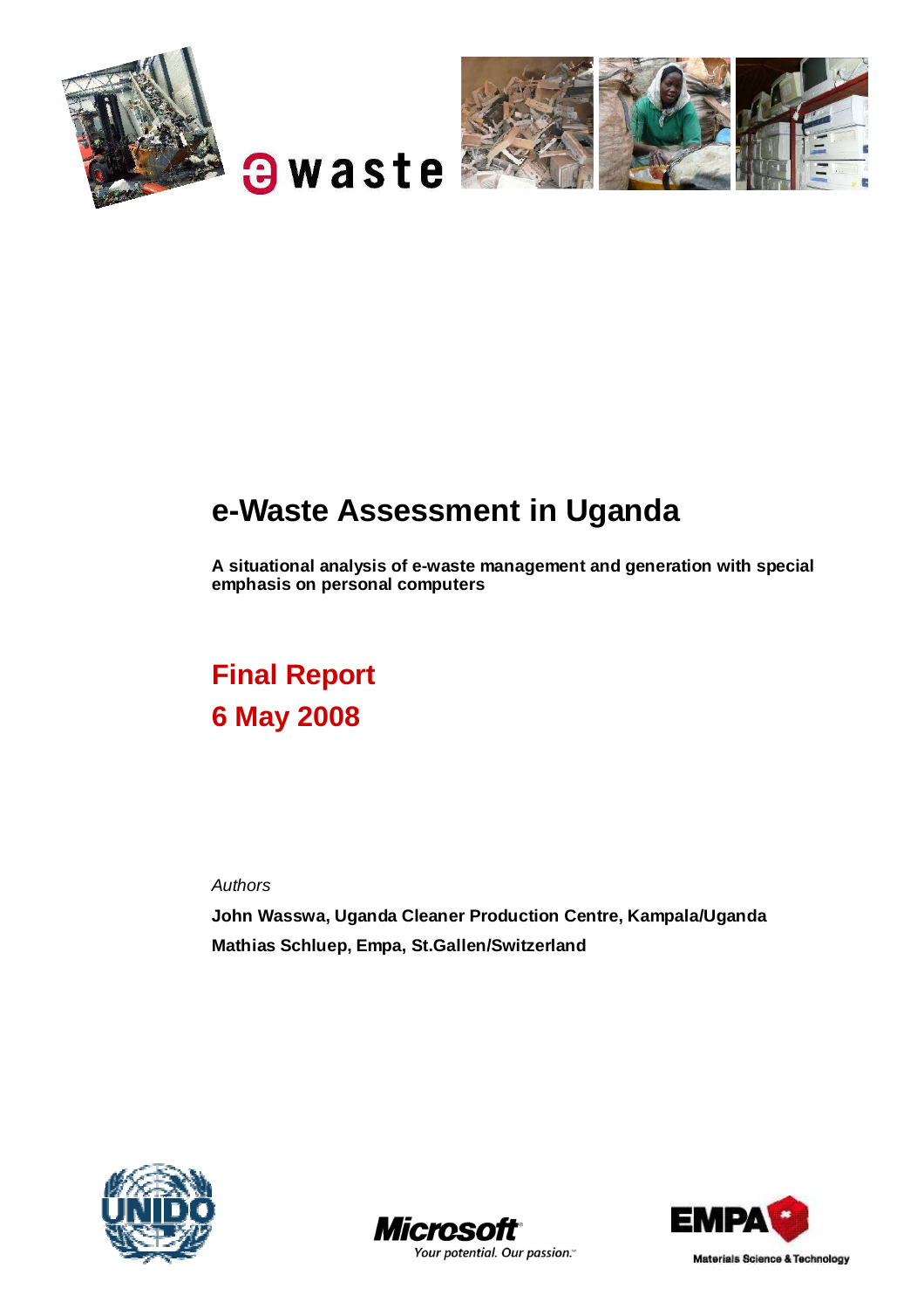# e-Waste Assessment in Uganda

**A situational analysis of e-waste management and generation with special emphasis on personal computers**

## Final Report
## 6 May 2008

*Authors*

**John Wasswa, Uganda Cleaner Production Centre, Kampala/Uganda**

**Mathias Schluep, Empa, St.Gallen/Switzerland**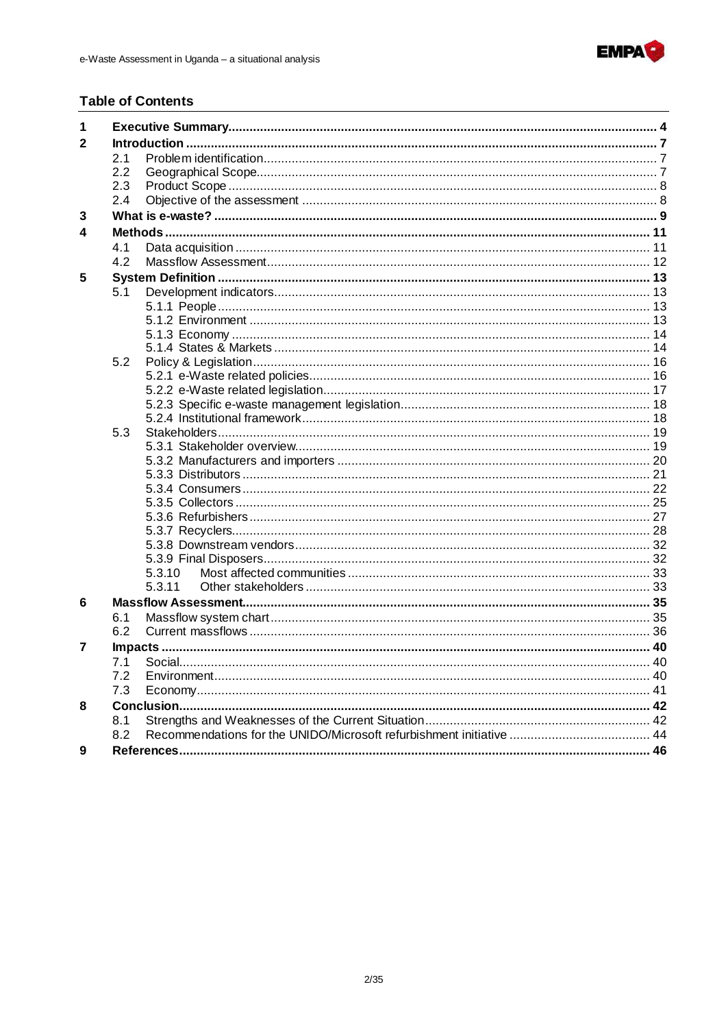## Table of Contents

| | | |
|---|---|---|
| **1** | **Executive Summary** | **4** |
| **2** | **Introduction** | **7** |
| | 2.1 Problem identification | 7 |
| | 2.2 Geographical Scope | 7 |
| | 2.3 Product Scope | 8 |
| | 2.4 Objective of the assessment | 8 |
| **3** | **What is e-waste?** | **9** |
| **4** | **Methods** | **11** |
| | 4.1 Data acquisition | 11 |
| | 4.2 Massflow Assessment | 12 |
| **5** | **System Definition** | **13** |
| | 5.1 Development indicators | 13 |
| | 5.1.1 People | 13 |
| | 5.1.2 Environment | 13 |
| | 5.1.3 Economy | 14 |
| | 5.1.4 States & Markets | 14 |
| | 5.2 Policy & Legislation | 16 |
| | 5.2.1 e-Waste related policies | 16 |
| | 5.2.2 e-Waste related legislation | 17 |
| | 5.2.3 Specific e-waste management legislation | 18 |
| | 5.2.4 Institutional framework | 18 |
| | 5.3 Stakeholders | 19 |
| | 5.3.1 Stakeholder overview | 19 |
| | 5.3.2 Manufacturers and importers | 20 |
| | 5.3.3 Distributors | 21 |
| | 5.3.4 Consumers | 22 |
| | 5.3.5 Collectors | 25 |
| | 5.3.6 Refurbishers | 27 |
| | 5.3.7 Recyclers | 28 |
| | 5.3.8 Downstream vendors | 32 |
| | 5.3.9 Final Disposers | 32 |
| | 5.3.10 Most affected communities | 33 |
| | 5.3.11 Other stakeholders | 33 |
| **6** | **Massflow Assessment** | **35** |
| | 6.1 Massflow system chart | 35 |
| | 6.2 Current massflows | 36 |
| **7** | **Impacts** | **40** |
| | 7.1 Social | 40 |
| | 7.2 Environment | 40 |
| | 7.3 Economy | 41 |
| **8** | **Conclusion** | **42** |
| | 8.1 Strengths and Weaknesses of the Current Situation | 42 |
| | 8.2 Recommendations for the UNIDO/Microsoft refurbishment initiative | 44 |
| **9** | **References** | **46** |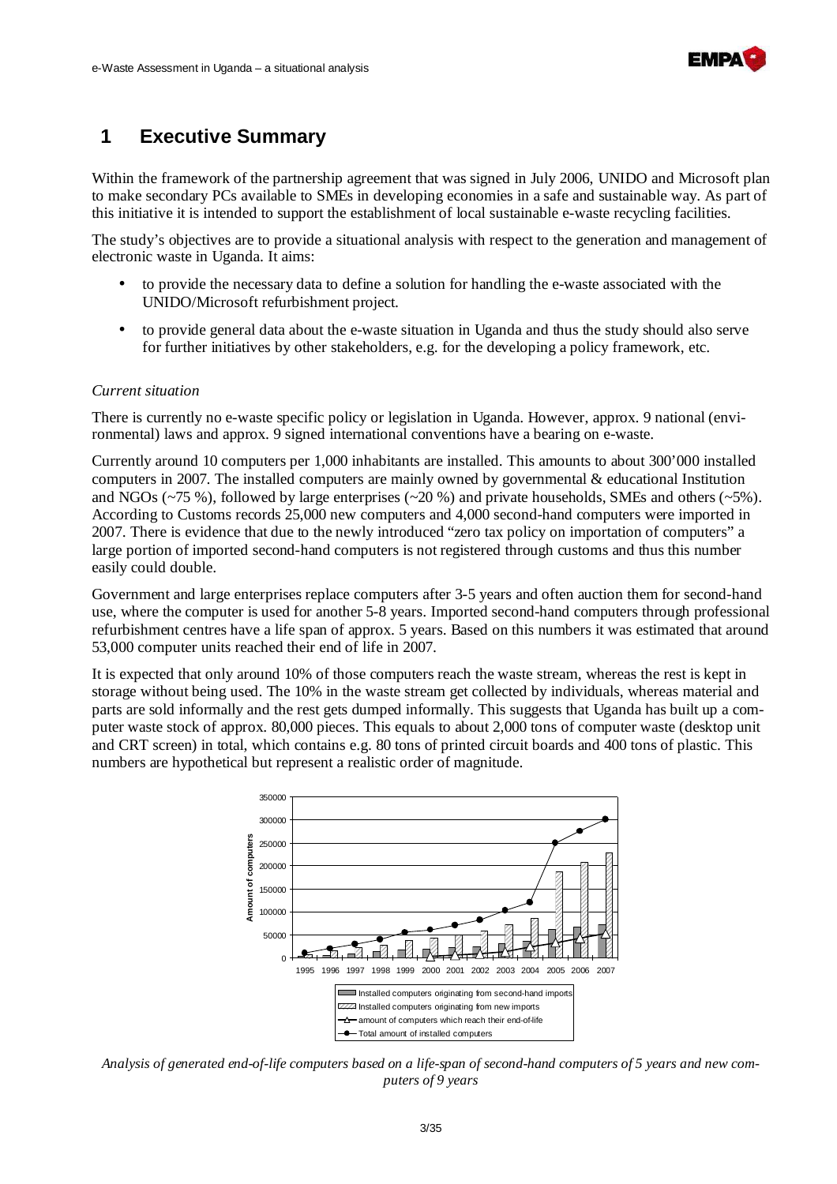# 1 Executive Summary

Within the framework of the partnership agreement that was signed in July 2006, UNIDO and Microsoft plan to make secondary PCs available to SMEs in developing economies in a safe and sustainable way. As part of this initiative it is intended to support the establishment of local sustainable e-waste recycling facilities.

The study's objectives are to provide a situational analysis with respect to the generation and management of electronic waste in Uganda. It aims:

- to provide the necessary data to define a solution for handling the e-waste associated with the UNIDO/Microsoft refurbishment project.
- to provide general data about the e-waste situation in Uganda and thus the study should also serve for further initiatives by other stakeholders, e.g. for the developing a policy framework, etc.

*Current situation*

There is currently no e-waste specific policy or legislation in Uganda. However, approx. 9 national (environmental) laws and approx. 9 signed international conventions have a bearing on e-waste.

Currently around 10 computers per 1,000 inhabitants are installed. This amounts to about 300'000 installed computers in 2007. The installed computers are mainly owned by governmental & educational Institution and NGOs (~75 %), followed by large enterprises (~20 %) and private households, SMEs and others (~5%). According to Customs records 25,000 new computers and 4,000 second-hand computers were imported in 2007. There is evidence that due to the newly introduced "zero tax policy on importation of computers" a large portion of imported second-hand computers is not registered through customs and thus this number easily could double.

Government and large enterprises replace computers after 3-5 years and often auction them for second-hand use, where the computer is used for another 5-8 years. Imported second-hand computers through professional refurbishment centres have a life span of approx. 5 years. Based on this numbers it was estimated that around 53,000 computer units reached their end of life in 2007.

It is expected that only around 10% of those computers reach the waste stream, whereas the rest is kept in storage without being used. The 10% in the waste stream get collected by individuals, whereas material and parts are sold informally and the rest gets dumped informally. This suggests that Uganda has built up a computer waste stock of approx. 80,000 pieces. This equals to about 2,000 tons of computer waste (desktop unit and CRT screen) in total, which contains e.g. 80 tons of printed circuit boards and 400 tons of plastic. This numbers are hypothetical but represent a realistic order of magnitude.

*Analysis of generated end-of-life computers based on a life-span of second-hand computers of 5 years and new computers of 9 years*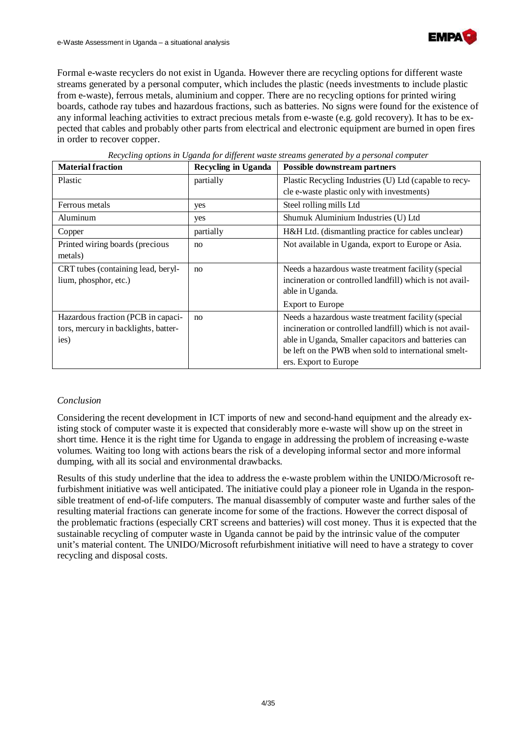Formal e-waste recyclers do not exist in Uganda. However there are recycling options for different waste streams generated by a personal computer, which includes the plastic (needs investments to include plastic from e-waste), ferrous metals, aluminium and copper. There are no recycling options for printed wiring boards, cathode ray tubes and hazardous fractions, such as batteries. No signs were found for the existence of any informal leaching activities to extract precious metals from e-waste (e.g. gold recovery). It has to be expected that cables and probably other parts from electrical and electronic equipment are burned in open fires in order to recover copper.

*Recycling options in Uganda for different waste streams generated by a personal computer*

| Material fraction | Recycling in Uganda | Possible downstream partners |
|---|---|---|
| Plastic | partially | Plastic Recycling Industries (U) Ltd (capable to recycle e-waste plastic only with investments) |
| Ferrous metals | yes | Steel rolling mills Ltd |
| Aluminum | yes | Shumuk Aluminium Industries (U) Ltd |
| Copper | partially | H&H Ltd. (dismantling practice for cables unclear) |
| Printed wiring boards (precious metals) | no | Not available in Uganda, export to Europe or Asia. |
| CRT tubes (containing lead, beryllium, phosphor, etc.) | no | Needs a hazardous waste treatment facility (special incineration or controlled landfill) which is not available in Uganda. Export to Europe |
| Hazardous fraction (PCB in capacitors, mercury in backlights, batteries) | no | Needs a hazardous waste treatment facility (special incineration or controlled landfill) which is not available in Uganda, Smaller capacitors and batteries can be left on the PWB when sold to international smelters. Export to Europe |

*Conclusion*

Considering the recent development in ICT imports of new and second-hand equipment and the already existing stock of computer waste it is expected that considerably more e-waste will show up on the street in short time. Hence it is the right time for Uganda to engage in addressing the problem of increasing e-waste volumes. Waiting too long with actions bears the risk of a developing informal sector and more informal dumping, with all its social and environmental drawbacks.

Results of this study underline that the idea to address the e-waste problem within the UNIDO/Microsoft refurbishment initiative was well anticipated. The initiative could play a pioneer role in Uganda in the responsible treatment of end-of-life computers. The manual disassembly of computer waste and further sales of the resulting material fractions can generate income for some of the fractions. However the correct disposal of the problematic fractions (especially CRT screens and batteries) will cost money. Thus it is expected that the sustainable recycling of computer waste in Uganda cannot be paid by the intrinsic value of the computer unit's material content. The UNIDO/Microsoft refurbishment initiative will need to have a strategy to cover recycling and disposal costs.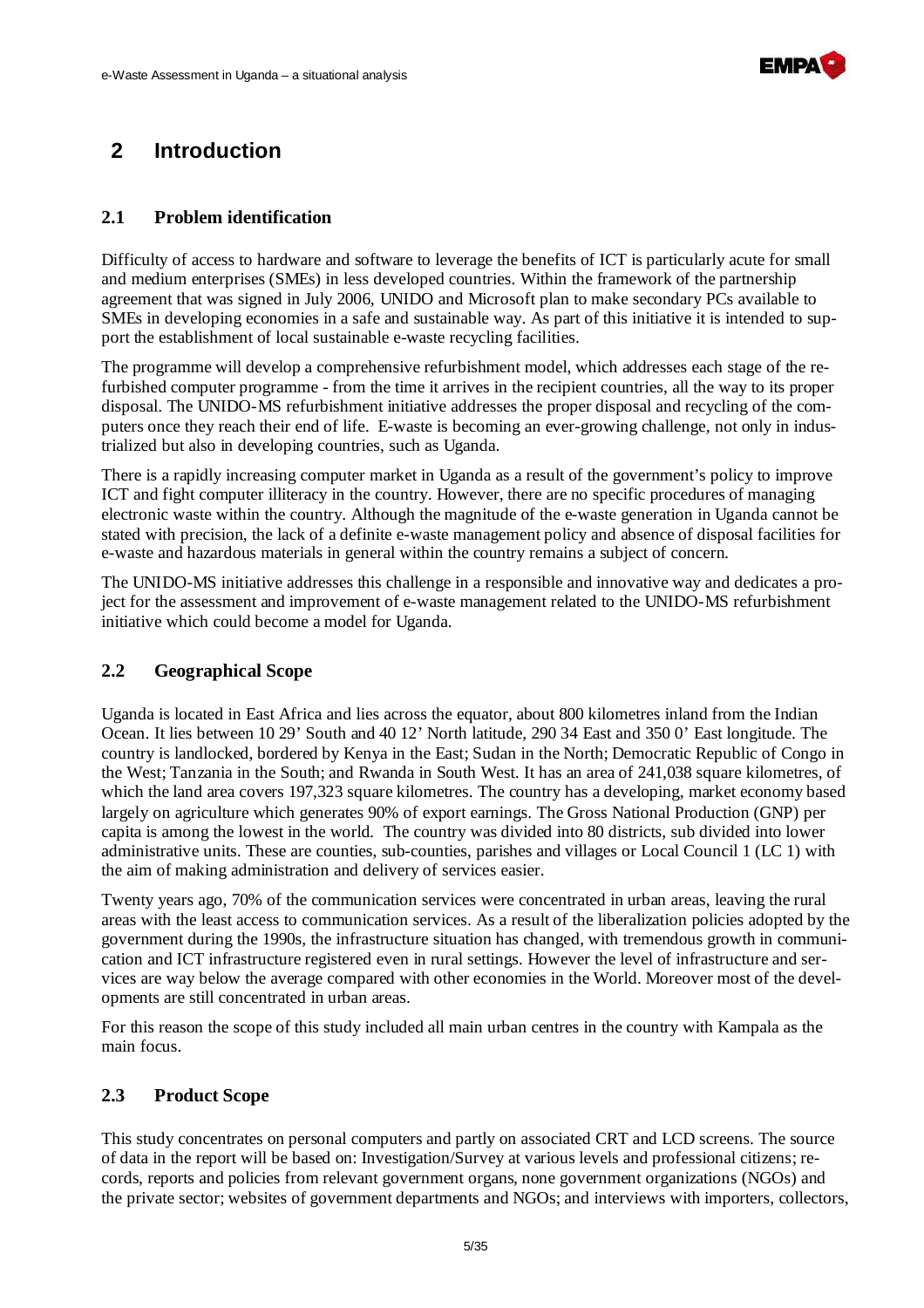# 2 Introduction

## 2.1 Problem identification

Difficulty of access to hardware and software to leverage the benefits of ICT is particularly acute for small and medium enterprises (SMEs) in less developed countries. Within the framework of the partnership agreement that was signed in July 2006, UNIDO and Microsoft plan to make secondary PCs available to SMEs in developing economies in a safe and sustainable way. As part of this initiative it is intended to support the establishment of local sustainable e-waste recycling facilities.

The programme will develop a comprehensive refurbishment model, which addresses each stage of the refurbished computer programme - from the time it arrives in the recipient countries, all the way to its proper disposal. The UNIDO-MS refurbishment initiative addresses the proper disposal and recycling of the computers once they reach their end of life. E-waste is becoming an ever-growing challenge, not only in industrialized but also in developing countries, such as Uganda.

There is a rapidly increasing computer market in Uganda as a result of the government's policy to improve ICT and fight computer illiteracy in the country. However, there are no specific procedures of managing electronic waste within the country. Although the magnitude of the e-waste generation in Uganda cannot be stated with precision, the lack of a definite e-waste management policy and absence of disposal facilities for e-waste and hazardous materials in general within the country remains a subject of concern.

The UNIDO-MS initiative addresses this challenge in a responsible and innovative way and dedicates a project for the assessment and improvement of e-waste management related to the UNIDO-MS refurbishment initiative which could become a model for Uganda.

## 2.2 Geographical Scope

Uganda is located in East Africa and lies across the equator, about 800 kilometres inland from the Indian Ocean. It lies between 10 29' South and 40 12' North latitude, 290 34 East and 350 0' East longitude. The country is landlocked, bordered by Kenya in the East; Sudan in the North; Democratic Republic of Congo in the West; Tanzania in the South; and Rwanda in South West. It has an area of 241,038 square kilometres, of which the land area covers 197,323 square kilometres. The country has a developing, market economy based largely on agriculture which generates 90% of export earnings. The Gross National Production (GNP) per capita is among the lowest in the world. The country was divided into 80 districts, sub divided into lower administrative units. These are counties, sub-counties, parishes and villages or Local Council 1 (LC 1) with the aim of making administration and delivery of services easier.

Twenty years ago, 70% of the communication services were concentrated in urban areas, leaving the rural areas with the least access to communication services. As a result of the liberalization policies adopted by the government during the 1990s, the infrastructure situation has changed, with tremendous growth in communication and ICT infrastructure registered even in rural settings. However the level of infrastructure and services are way below the average compared with other economies in the World. Moreover most of the developments are still concentrated in urban areas.

For this reason the scope of this study included all main urban centres in the country with Kampala as the main focus.

## 2.3 Product Scope

This study concentrates on personal computers and partly on associated CRT and LCD screens. The source of data in the report will be based on: Investigation/Survey at various levels and professional citizens; records, reports and policies from relevant government organs, none government organizations (NGOs) and the private sector; websites of government departments and NGOs; and interviews with importers, collectors,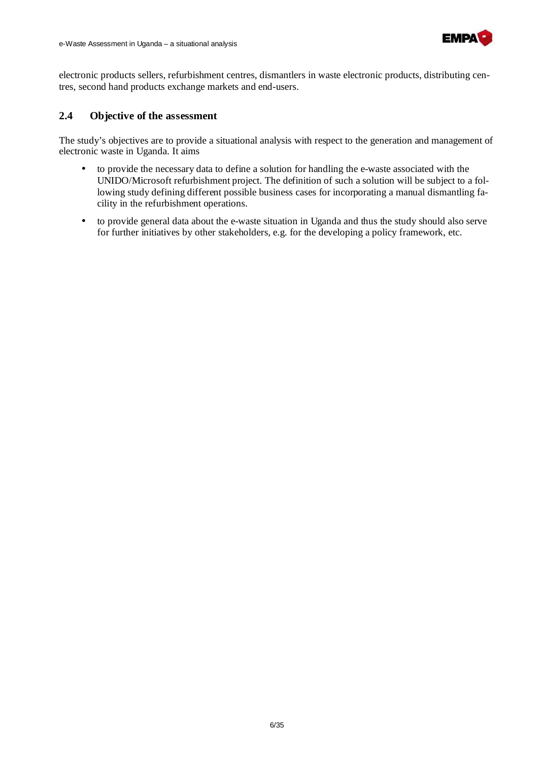electronic products sellers, refurbishment centres, dismantlers in waste electronic products, distributing centres, second hand products exchange markets and end-users.

## 2.4 Objective of the assessment

The study's objectives are to provide a situational analysis with respect to the generation and management of electronic waste in Uganda. It aims

- to provide the necessary data to define a solution for handling the e-waste associated with the UNIDO/Microsoft refurbishment project. The definition of such a solution will be subject to a following study defining different possible business cases for incorporating a manual dismantling facility in the refurbishment operations.
- to provide general data about the e-waste situation in Uganda and thus the study should also serve for further initiatives by other stakeholders, e.g. for the developing a policy framework, etc.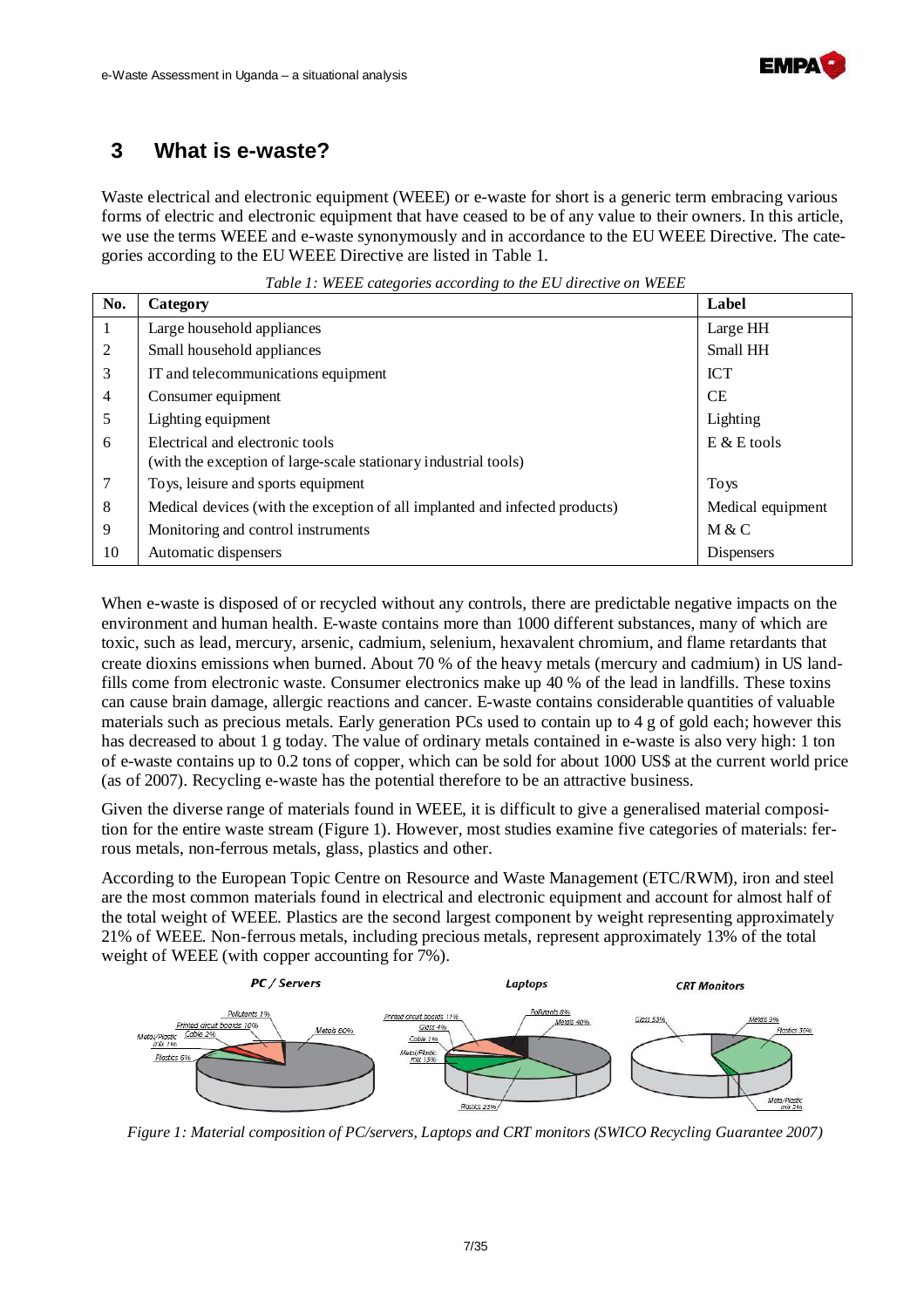# 3 What is e-waste?

Waste electrical and electronic equipment (WEEE) or e-waste for short is a generic term embracing various forms of electric and electronic equipment that have ceased to be of any value to their owners. In this article, we use the terms WEEE and e-waste synonymously and in accordance to the EU WEEE Directive. The categories according to the EU WEEE Directive are listed in Table 1.

*Table 1: WEEE categories according to the EU directive on WEEE*

| No. | Category | Label |
|---|---|---|
| 1 | Large household appliances | Large HH |
| 2 | Small household appliances | Small HH |
| 3 | IT and telecommunications equipment | ICT |
| 4 | Consumer equipment | CE |
| 5 | Lighting equipment | Lighting |
| 6 | Electrical and electronic tools (with the exception of large-scale stationary industrial tools) | E & E tools |
| 7 | Toys, leisure and sports equipment | Toys |
| 8 | Medical devices (with the exception of all implanted and infected products) | Medical equipment |
| 9 | Monitoring and control instruments | M & C |
| 10 | Automatic dispensers | Dispensers |

When e-waste is disposed of or recycled without any controls, there are predictable negative impacts on the environment and human health. E-waste contains more than 1000 different substances, many of which are toxic, such as lead, mercury, arsenic, cadmium, selenium, hexavalent chromium, and flame retardants that create dioxins emissions when burned. About 70 % of the heavy metals (mercury and cadmium) in US landfills come from electronic waste. Consumer electronics make up 40 % of the lead in landfills. These toxins can cause brain damage, allergic reactions and cancer. E-waste contains considerable quantities of valuable materials such as precious metals. Early generation PCs used to contain up to 4 g of gold each; however this has decreased to about 1 g today. The value of ordinary metals contained in e-waste is also very high: 1 ton of e-waste contains up to 0.2 tons of copper, which can be sold for about 1000 US$ at the current world price (as of 2007). Recycling e-waste has the potential therefore to be an attractive business.

Given the diverse range of materials found in WEEE, it is difficult to give a generalised material composition for the entire waste stream (Figure 1). However, most studies examine five categories of materials: ferrous metals, non-ferrous metals, glass, plastics and other.

According to the European Topic Centre on Resource and Waste Management (ETC/RWM), iron and steel are the most common materials found in electrical and electronic equipment and account for almost half of the total weight of WEEE. Plastics are the second largest component by weight representing approximately 21% of WEEE. Non-ferrous metals, including precious metals, represent approximately 13% of the total weight of WEEE (with copper accounting for 7%).

*Figure 1: Material composition of PC/servers, Laptops and CRT monitors (SWICO Recycling Guarantee 2007)*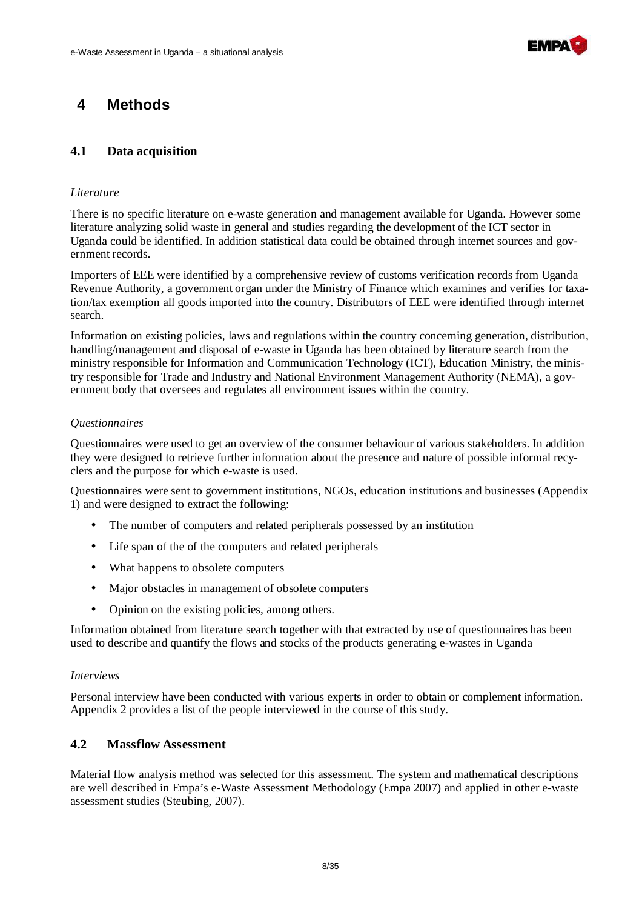# 4 Methods

## 4.1 Data acquisition

*Literature*

There is no specific literature on e-waste generation and management available for Uganda. However some literature analyzing solid waste in general and studies regarding the development of the ICT sector in Uganda could be identified. In addition statistical data could be obtained through internet sources and government records.

Importers of EEE were identified by a comprehensive review of customs verification records from Uganda Revenue Authority, a government organ under the Ministry of Finance which examines and verifies for taxation/tax exemption all goods imported into the country. Distributors of EEE were identified through internet search.

Information on existing policies, laws and regulations within the country concerning generation, distribution, handling/management and disposal of e-waste in Uganda has been obtained by literature search from the ministry responsible for Information and Communication Technology (ICT), Education Ministry, the ministry responsible for Trade and Industry and National Environment Management Authority (NEMA), a government body that oversees and regulates all environment issues within the country.

*Questionnaires*

Questionnaires were used to get an overview of the consumer behaviour of various stakeholders. In addition they were designed to retrieve further information about the presence and nature of possible informal recyclers and the purpose for which e-waste is used.

Questionnaires were sent to government institutions, NGOs, education institutions and businesses (Appendix 1) and were designed to extract the following:

- The number of computers and related peripherals possessed by an institution
- Life span of the of the computers and related peripherals
- What happens to obsolete computers
- Major obstacles in management of obsolete computers
- Opinion on the existing policies, among others.

Information obtained from literature search together with that extracted by use of questionnaires has been used to describe and quantify the flows and stocks of the products generating e-wastes in Uganda

*Interviews*

Personal interview have been conducted with various experts in order to obtain or complement information. Appendix 2 provides a list of the people interviewed in the course of this study.

## 4.2 Massflow Assessment

Material flow analysis method was selected for this assessment. The system and mathematical descriptions are well described in Empa's e-Waste Assessment Methodology (Empa 2007) and applied in other e-waste assessment studies (Steubing, 2007).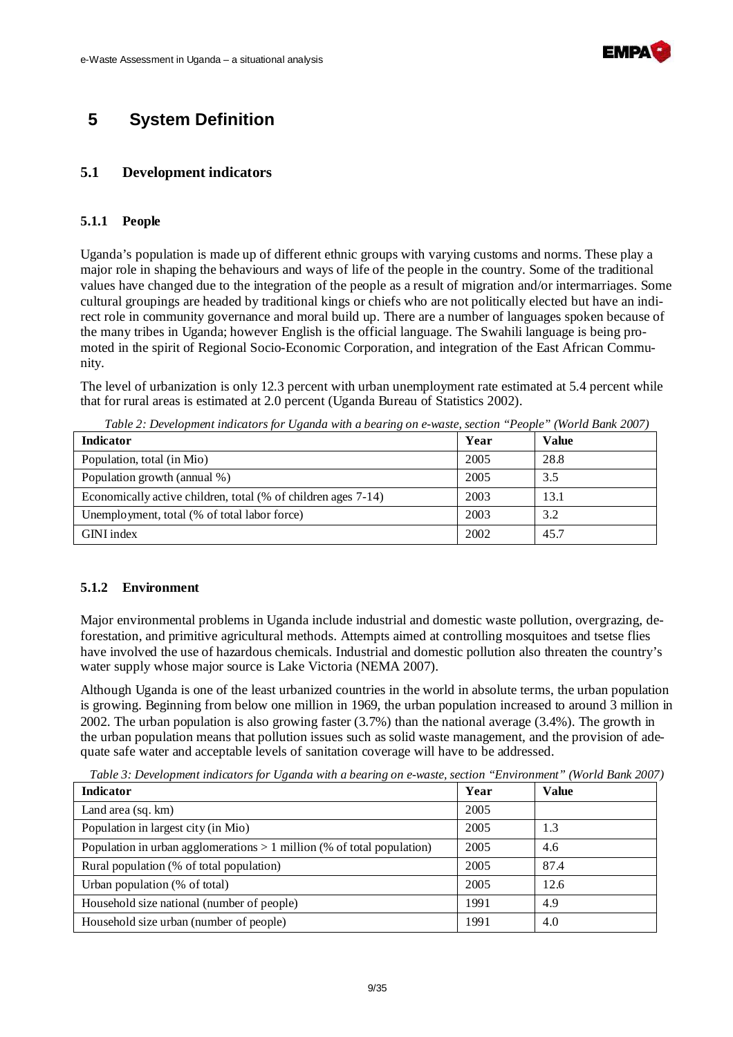# 5 System Definition

## 5.1 Development indicators

### 5.1.1 People

Uganda's population is made up of different ethnic groups with varying customs and norms. These play a major role in shaping the behaviours and ways of life of the people in the country. Some of the traditional values have changed due to the integration of the people as a result of migration and/or intermarriages. Some cultural groupings are headed by traditional kings or chiefs who are not politically elected but have an indirect role in community governance and moral build up. There are a number of languages spoken because of the many tribes in Uganda; however English is the official language. The Swahili language is being promoted in the spirit of Regional Socio-Economic Corporation, and integration of the East African Community.

The level of urbanization is only 12.3 percent with urban unemployment rate estimated at 5.4 percent while that for rural areas is estimated at 2.0 percent (Uganda Bureau of Statistics 2002).

*Table 2: Development indicators for Uganda with a bearing on e-waste, section "People" (World Bank 2007)*

| Indicator | Year | Value |
|---|---|---|
| Population, total (in Mio) | 2005 | 28.8 |
| Population growth (annual %) | 2005 | 3.5 |
| Economically active children, total (% of children ages 7-14) | 2003 | 13.1 |
| Unemployment, total (% of total labor force) | 2003 | 3.2 |
| GINI index | 2002 | 45.7 |

### 5.1.2 Environment

Major environmental problems in Uganda include industrial and domestic waste pollution, overgrazing, deforestation, and primitive agricultural methods. Attempts aimed at controlling mosquitoes and tsetse flies have involved the use of hazardous chemicals. Industrial and domestic pollution also threaten the country's water supply whose major source is Lake Victoria (NEMA 2007).

Although Uganda is one of the least urbanized countries in the world in absolute terms, the urban population is growing. Beginning from below one million in 1969, the urban population increased to around 3 million in 2002. The urban population is also growing faster (3.7%) than the national average (3.4%). The growth in the urban population means that pollution issues such as solid waste management, and the provision of adequate safe water and acceptable levels of sanitation coverage will have to be addressed.

*Table 3: Development indicators for Uganda with a bearing on e-waste, section "Environment" (World Bank 2007)*

| Indicator | Year | Value |
|---|---|---|
| Land area (sq. km) | 2005 | |
| Population in largest city (in Mio) | 2005 | 1.3 |
| Population in urban agglomerations > 1 million (% of total population) | 2005 | 4.6 |
| Rural population (% of total population) | 2005 | 87.4 |
| Urban population (% of total) | 2005 | 12.6 |
| Household size national (number of people) | 1991 | 4.9 |
| Household size urban (number of people) | 1991 | 4.0 |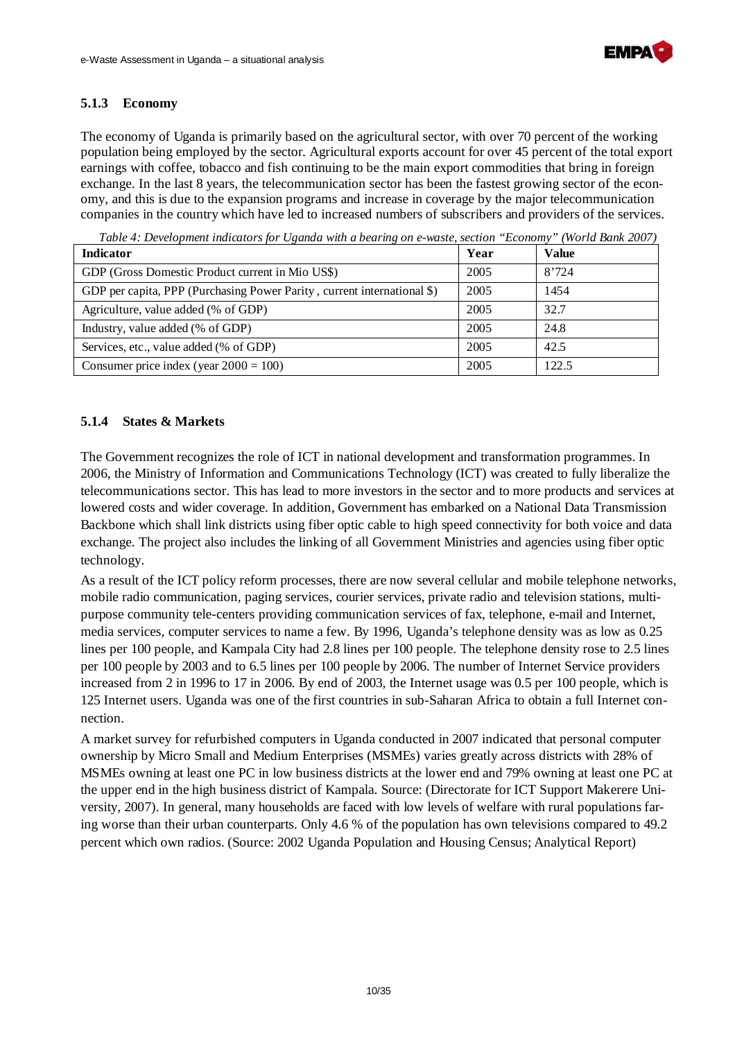### 5.1.3 Economy

The economy of Uganda is primarily based on the agricultural sector, with over 70 percent of the working population being employed by the sector. Agricultural exports account for over 45 percent of the total export earnings with coffee, tobacco and fish continuing to be the main export commodities that bring in foreign exchange. In the last 8 years, the telecommunication sector has been the fastest growing sector of the economy, and this is due to the expansion programs and increase in coverage by the major telecommunication companies in the country which have led to increased numbers of subscribers and providers of the services.

*Table 4: Development indicators for Uganda with a bearing on e-waste, section "Economy" (World Bank 2007)*

| Indicator | Year | Value |
|---|---|---|
| GDP (Gross Domestic Product current in Mio US$) | 2005 | 8'724 |
| GDP per capita, PPP (Purchasing Power Parity , current international $) | 2005 | 1454 |
| Agriculture, value added (% of GDP) | 2005 | 32.7 |
| Industry, value added (% of GDP) | 2005 | 24.8 |
| Services, etc., value added (% of GDP) | 2005 | 42.5 |
| Consumer price index (year 2000 = 100) | 2005 | 122.5 |

### 5.1.4 States & Markets

The Government recognizes the role of ICT in national development and transformation programmes. In 2006, the Ministry of Information and Communications Technology (ICT) was created to fully liberalize the telecommunications sector. This has lead to more investors in the sector and to more products and services at lowered costs and wider coverage. In addition, Government has embarked on a National Data Transmission Backbone which shall link districts using fiber optic cable to high speed connectivity for both voice and data exchange. The project also includes the linking of all Government Ministries and agencies using fiber optic technology.

As a result of the ICT policy reform processes, there are now several cellular and mobile telephone networks, mobile radio communication, paging services, courier services, private radio and television stations, multi-purpose community tele-centers providing communication services of fax, telephone, e-mail and Internet, media services, computer services to name a few. By 1996, Uganda's telephone density was as low as 0.25 lines per 100 people, and Kampala City had 2.8 lines per 100 people. The telephone density rose to 2.5 lines per 100 people by 2003 and to 6.5 lines per 100 people by 2006. The number of Internet Service providers increased from 2 in 1996 to 17 in 2006. By end of 2003, the Internet usage was 0.5 per 100 people, which is 125 Internet users. Uganda was one of the first countries in sub-Saharan Africa to obtain a full Internet connection.

A market survey for refurbished computers in Uganda conducted in 2007 indicated that personal computer ownership by Micro Small and Medium Enterprises (MSMEs) varies greatly across districts with 28% of MSMEs owning at least one PC in low business districts at the lower end and 79% owning at least one PC at the upper end in the high business district of Kampala. Source: (Directorate for ICT Support Makerere University, 2007). In general, many households are faced with low levels of welfare with rural populations faring worse than their urban counterparts. Only 4.6 % of the population has own televisions compared to 49.2 percent which own radios. (Source: 2002 Uganda Population and Housing Census; Analytical Report)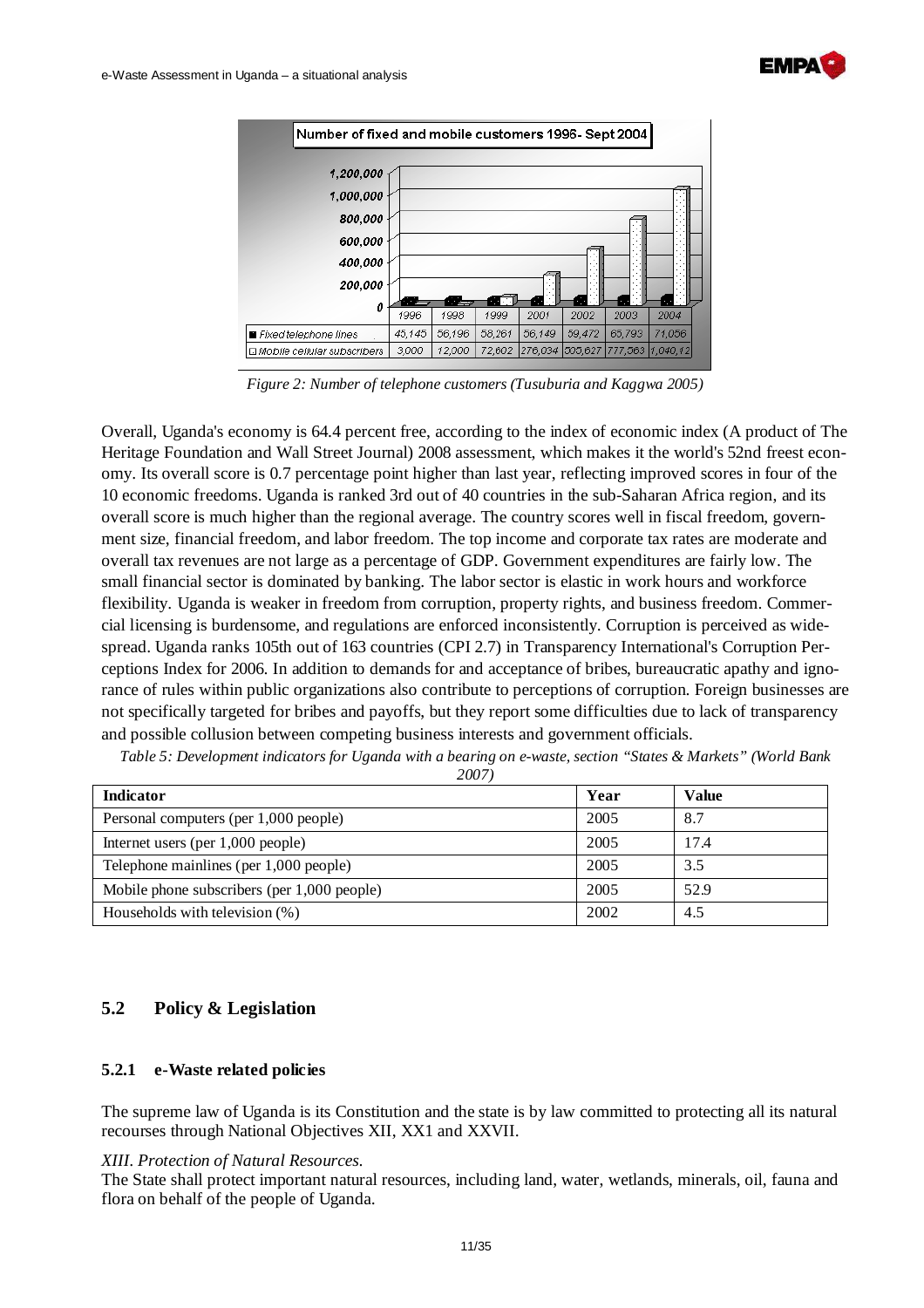| Number of fixed and mobile customers 1996- Sept 2004 | 1996 | 1998 | 1999 | 2001 | 2002 | 2003 | 2004 |
|---|---|---|---|---|---|---|---|
| Fixed telephone lines | 45,145 | 56,196 | 58,261 | 56,149 | 59,472 | 65,793 | 71,056 |
| Mobile cellular subscribers | 3,000 | 12,000 | 72,602 | 276,034 | 505,627 | 777,563 | 1,040,12 |

*Figure 2: Number of telephone customers (Tusuburia and Kaggwa 2005)*

Overall, Uganda's economy is 64.4 percent free, according to the index of economic index (A product of The Heritage Foundation and Wall Street Journal) 2008 assessment, which makes it the world's 52nd freest economy. Its overall score is 0.7 percentage point higher than last year, reflecting improved scores in four of the 10 economic freedoms. Uganda is ranked 3rd out of 40 countries in the sub-Saharan Africa region, and its overall score is much higher than the regional average. The country scores well in fiscal freedom, government size, financial freedom, and labor freedom. The top income and corporate tax rates are moderate and overall tax revenues are not large as a percentage of GDP. Government expenditures are fairly low. The small financial sector is dominated by banking. The labor sector is elastic in work hours and workforce flexibility. Uganda is weaker in freedom from corruption, property rights, and business freedom. Commercial licensing is burdensome, and regulations are enforced inconsistently. Corruption is perceived as widespread. Uganda ranks 105th out of 163 countries (CPI 2.7) in Transparency International's Corruption Perceptions Index for 2006. In addition to demands for and acceptance of bribes, bureaucratic apathy and ignorance of rules within public organizations also contribute to perceptions of corruption. Foreign businesses are not specifically targeted for bribes and payoffs, but they report some difficulties due to lack of transparency and possible collusion between competing business interests and government officials.

*Table 5: Development indicators for Uganda with a bearing on e-waste, section "States & Markets" (World Bank 2007)*

| Indicator | Year | Value |
|---|---|---|
| Personal computers (per 1,000 people) | 2005 | 8.7 |
| Internet users (per 1,000 people) | 2005 | 17.4 |
| Telephone mainlines (per 1,000 people) | 2005 | 3.5 |
| Mobile phone subscribers (per 1,000 people) | 2005 | 52.9 |
| Households with television (%) | 2002 | 4.5 |

## 5.2 Policy & Legislation

### 5.2.1 e-Waste related policies

The supreme law of Uganda is its Constitution and the state is by law committed to protecting all its natural recourses through National Objectives XII, XX1 and XXVII.

*XIII. Protection of Natural Resources.*
The State shall protect important natural resources, including land, water, wetlands, minerals, oil, fauna and flora on behalf of the people of Uganda.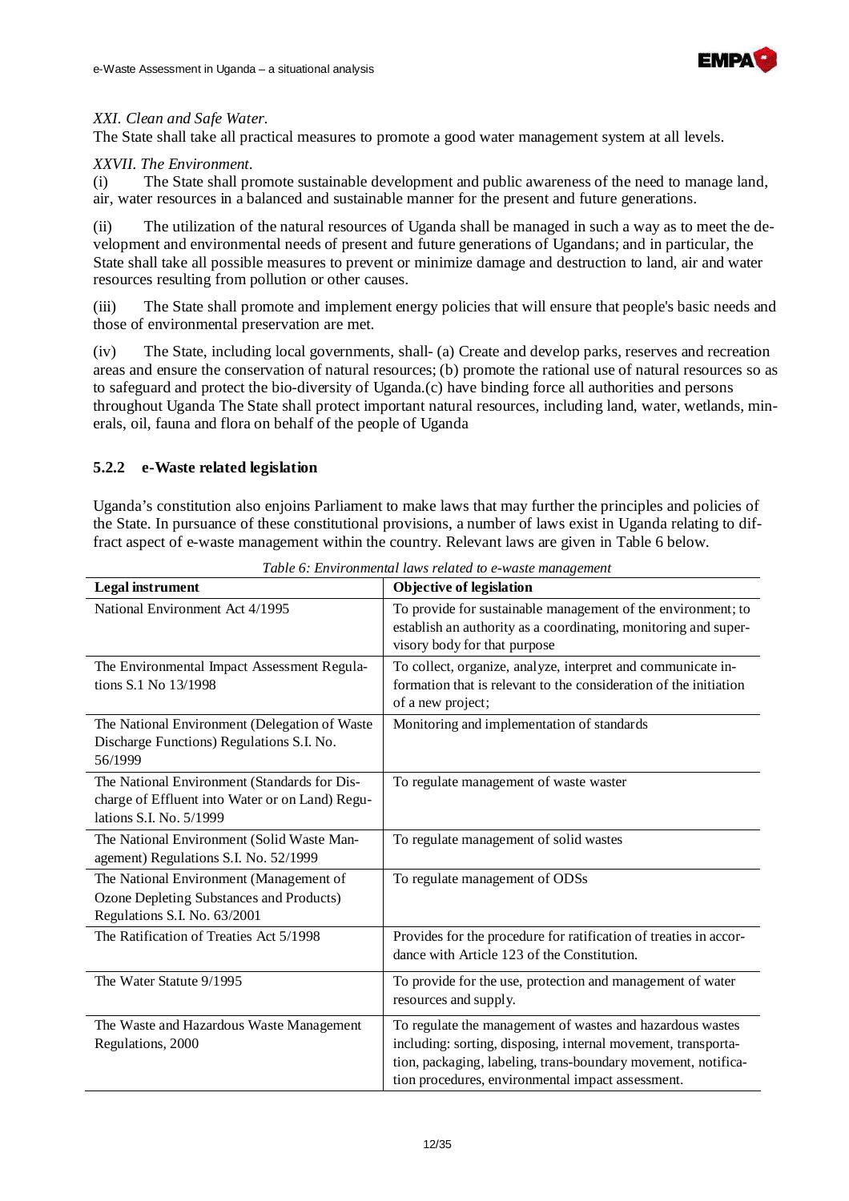*XXI. Clean and Safe Water.*

The State shall take all practical measures to promote a good water management system at all levels.

*XXVII. The Environment.*

(i) The State shall promote sustainable development and public awareness of the need to manage land, air, water resources in a balanced and sustainable manner for the present and future generations.

(ii) The utilization of the natural resources of Uganda shall be managed in such a way as to meet the development and environmental needs of present and future generations of Ugandans; and in particular, the State shall take all possible measures to prevent or minimize damage and destruction to land, air and water resources resulting from pollution or other causes.

(iii) The State shall promote and implement energy policies that will ensure that people's basic needs and those of environmental preservation are met.

(iv) The State, including local governments, shall- (a) Create and develop parks, reserves and recreation areas and ensure the conservation of natural resources; (b) promote the rational use of natural resources so as to safeguard and protect the bio-diversity of Uganda.(c) have binding force all authorities and persons throughout Uganda The State shall protect important natural resources, including land, water, wetlands, minerals, oil, fauna and flora on behalf of the people of Uganda

### 5.2.2 e-Waste related legislation

Uganda's constitution also enjoins Parliament to make laws that may further the principles and policies of the State. In pursuance of these constitutional provisions, a number of laws exist in Uganda relating to diffract aspect of e-waste management within the country. Relevant laws are given in Table 6 below.

*Table 6: Environmental laws related to e-waste management*

| Legal instrument | Objective of legislation |
|---|---|
| National Environment Act 4/1995 | To provide for sustainable management of the environment; to establish an authority as a coordinating, monitoring and supervisory body for that purpose |
| The Environmental Impact Assessment Regulations S.1 No 13/1998 | To collect, organize, analyze, interpret and communicate information that is relevant to the consideration of the initiation of a new project; |
| The National Environment (Delegation of Waste Discharge Functions) Regulations S.I. No. 56/1999 | Monitoring and implementation of standards |
| The National Environment (Standards for Discharge of Effluent into Water or on Land) Regulations S.I. No. 5/1999 | To regulate management of waste waster |
| The National Environment (Solid Waste Management) Regulations S.I. No. 52/1999 | To regulate management of solid wastes |
| The National Environment (Management of Ozone Depleting Substances and Products) Regulations S.I. No. 63/2001 | To regulate management of ODSs |
| The Ratification of Treaties Act 5/1998 | Provides for the procedure for ratification of treaties in accordance with Article 123 of the Constitution. |
| The Water Statute 9/1995 | To provide for the use, protection and management of water resources and supply. |
| The Waste and Hazardous Waste Management Regulations, 2000 | To regulate the management of wastes and hazardous wastes including: sorting, disposing, internal movement, transportation, packaging, labeling, trans-boundary movement, notification procedures, environmental impact assessment. |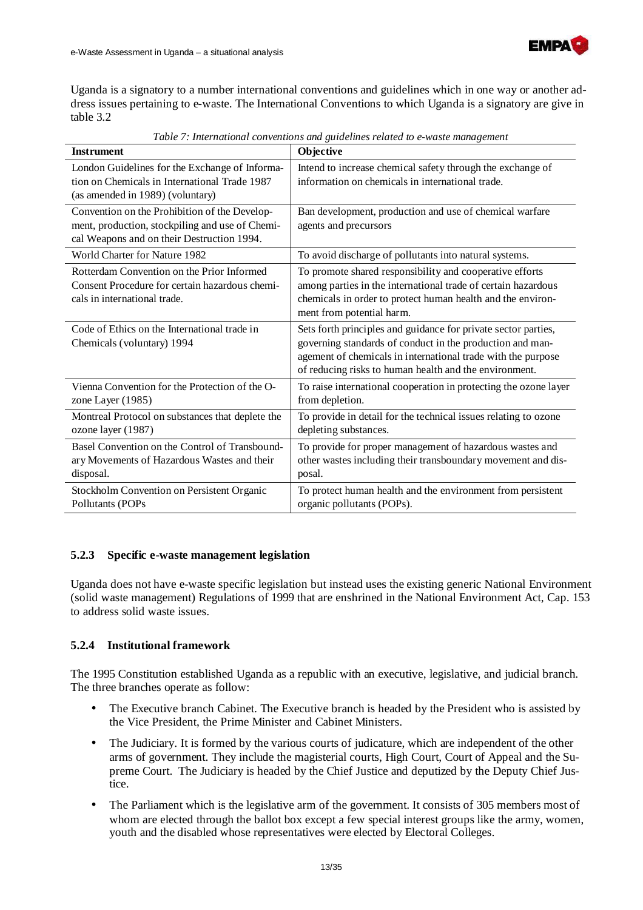Uganda is a signatory to a number international conventions and guidelines which in one way or another address issues pertaining to e-waste. The International Conventions to which Uganda is a signatory are give in table 3.2

*Table 7: International conventions and guidelines related to e-waste management*

| Instrument | Objective |
|---|---|
| London Guidelines for the Exchange of Information on Chemicals in International Trade 1987 (as amended in 1989) (voluntary) | Intend to increase chemical safety through the exchange of information on chemicals in international trade. |
| Convention on the Prohibition of the Development, production, stockpiling and use of Chemical Weapons and on their Destruction 1994. | Ban development, production and use of chemical warfare agents and precursors |
| World Charter for Nature 1982 | To avoid discharge of pollutants into natural systems. |
| Rotterdam Convention on the Prior Informed Consent Procedure for certain hazardous chemicals in international trade. | To promote shared responsibility and cooperative efforts among parties in the international trade of certain hazardous chemicals in order to protect human health and the environment from potential harm. |
| Code of Ethics on the International trade in Chemicals (voluntary) 1994 | Sets forth principles and guidance for private sector parties, governing standards of conduct in the production and management of chemicals in international trade with the purpose of reducing risks to human health and the environment. |
| Vienna Convention for the Protection of the Ozone Layer (1985) | To raise international cooperation in protecting the ozone layer from depletion. |
| Montreal Protocol on substances that deplete the ozone layer (1987) | To provide in detail for the technical issues relating to ozone depleting substances. |
| Basel Convention on the Control of Transboundary Movements of Hazardous Wastes and their disposal. | To provide for proper management of hazardous wastes and other wastes including their transboundary movement and disposal. |
| Stockholm Convention on Persistent Organic Pollutants (POPs | To protect human health and the environment from persistent organic pollutants (POPs). |

### 5.2.3 Specific e-waste management legislation

Uganda does not have e-waste specific legislation but instead uses the existing generic National Environment (solid waste management) Regulations of 1999 that are enshrined in the National Environment Act, Cap. 153 to address solid waste issues.

### 5.2.4 Institutional framework

The 1995 Constitution established Uganda as a republic with an executive, legislative, and judicial branch. The three branches operate as follow:

- The Executive branch Cabinet. The Executive branch is headed by the President who is assisted by the Vice President, the Prime Minister and Cabinet Ministers.
- The Judiciary. It is formed by the various courts of judicature, which are independent of the other arms of government. They include the magisterial courts, High Court, Court of Appeal and the Supreme Court. The Judiciary is headed by the Chief Justice and deputized by the Deputy Chief Justice.
- The Parliament which is the legislative arm of the government. It consists of 305 members most of whom are elected through the ballot box except a few special interest groups like the army, women, youth and the disabled whose representatives were elected by Electoral Colleges.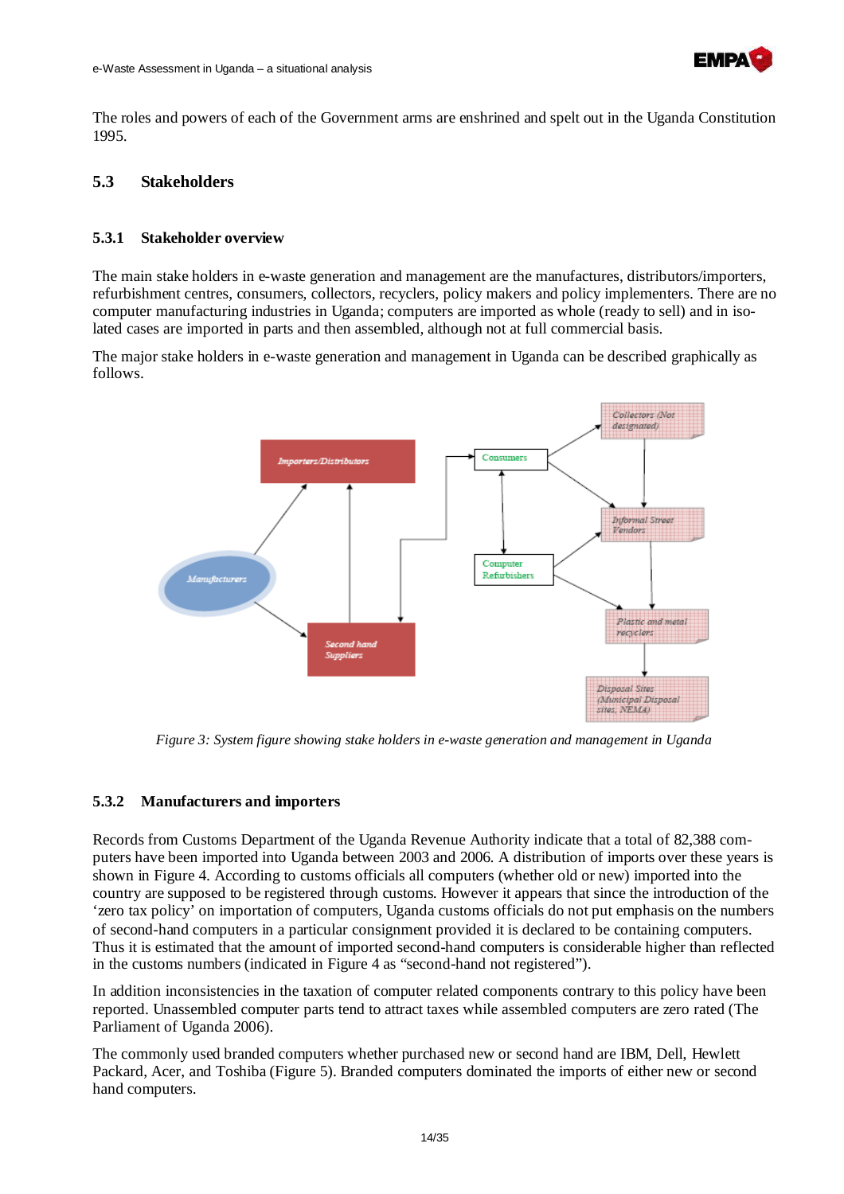The roles and powers of each of the Government arms are enshrined and spelt out in the Uganda Constitution 1995.

## 5.3 Stakeholders

### 5.3.1 Stakeholder overview

The main stake holders in e-waste generation and management are the manufactures, distributors/importers, refurbishment centres, consumers, collectors, recyclers, policy makers and policy implementers. There are no computer manufacturing industries in Uganda; computers are imported as whole (ready to sell) and in isolated cases are imported in parts and then assembled, although not at full commercial basis.

The major stake holders in e-waste generation and management in Uganda can be described graphically as follows.

*Figure 3: System figure showing stake holders in e-waste generation and management in Uganda*

### 5.3.2 Manufacturers and importers

Records from Customs Department of the Uganda Revenue Authority indicate that a total of 82,388 computers have been imported into Uganda between 2003 and 2006. A distribution of imports over these years is shown in Figure 4. According to customs officials all computers (whether old or new) imported into the country are supposed to be registered through customs. However it appears that since the introduction of the 'zero tax policy' on importation of computers, Uganda customs officials do not put emphasis on the numbers of second-hand computers in a particular consignment provided it is declared to be containing computers. Thus it is estimated that the amount of imported second-hand computers is considerable higher than reflected in the customs numbers (indicated in Figure 4 as "second-hand not registered").

In addition inconsistencies in the taxation of computer related components contrary to this policy have been reported. Unassembled computer parts tend to attract taxes while assembled computers are zero rated (The Parliament of Uganda 2006).

The commonly used branded computers whether purchased new or second hand are IBM, Dell, Hewlett Packard, Acer, and Toshiba (Figure 5). Branded computers dominated the imports of either new or second hand computers.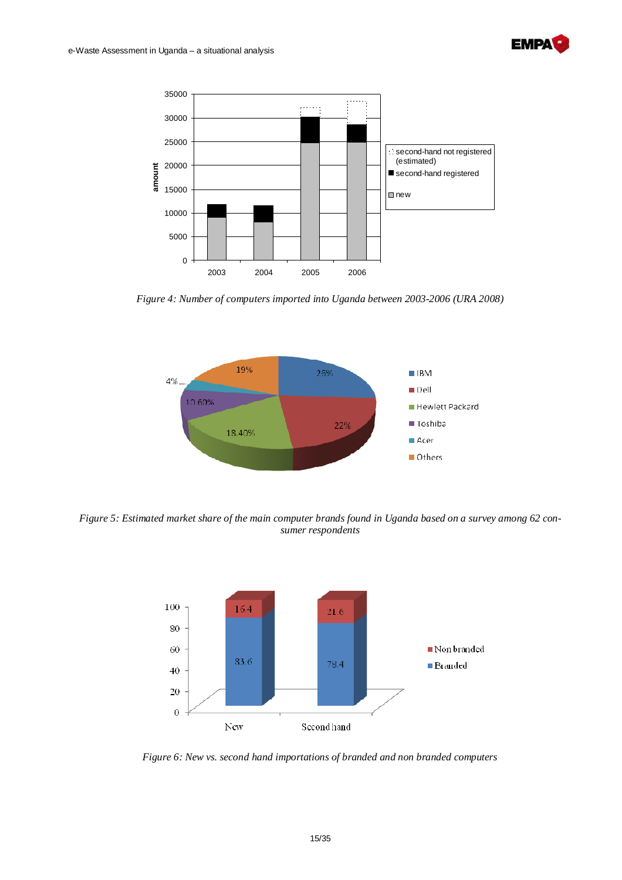*Figure 4: Number of computers imported into Uganda between 2003-2006 (URA 2008)*

*Figure 5: Estimated market share of the main computer brands found in Uganda based on a survey among 62 consumer respondents*

*Figure 6: New vs. second hand importations of branded and non branded computers*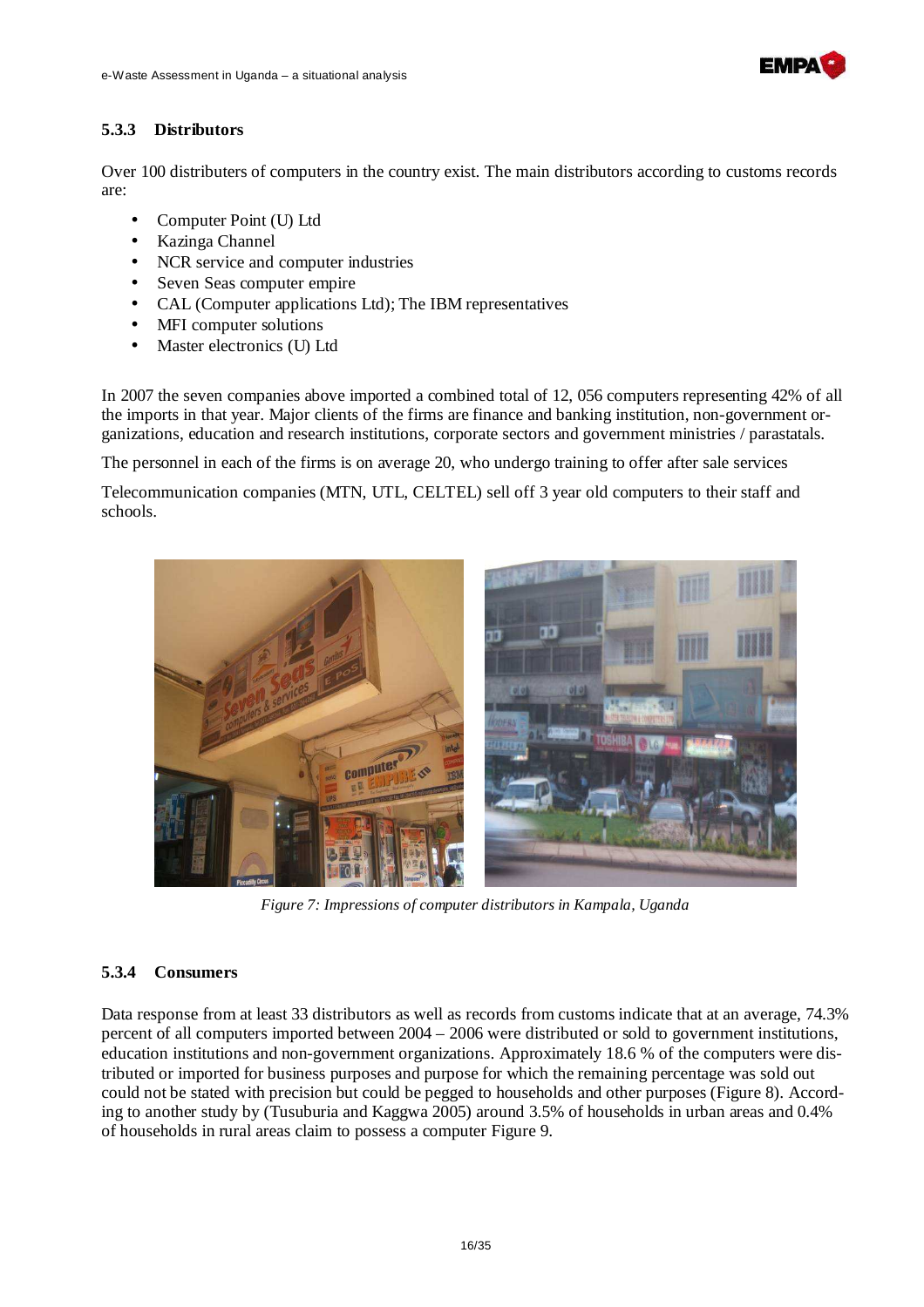### 5.3.3 Distributors

Over 100 distributers of computers in the country exist. The main distributors according to customs records are:

- Computer Point (U) Ltd
- Kazinga Channel
- NCR service and computer industries
- Seven Seas computer empire
- CAL (Computer applications Ltd); The IBM representatives
- MFI computer solutions
- Master electronics (U) Ltd

In 2007 the seven companies above imported a combined total of 12, 056 computers representing 42% of all the imports in that year. Major clients of the firms are finance and banking institution, non-government organizations, education and research institutions, corporate sectors and government ministries / parastatals.

The personnel in each of the firms is on average 20, who undergo training to offer after sale services

Telecommunication companies (MTN, UTL, CELTEL) sell off 3 year old computers to their staff and schools.

*Figure 7: Impressions of computer distributors in Kampala, Uganda*

### 5.3.4 Consumers

Data response from at least 33 distributors as well as records from customs indicate that at an average, 74.3% percent of all computers imported between 2004 – 2006 were distributed or sold to government institutions, education institutions and non-government organizations. Approximately 18.6 % of the computers were distributed or imported for business purposes and purpose for which the remaining percentage was sold out could not be stated with precision but could be pegged to households and other purposes (Figure 8). According to another study by (Tusuburia and Kaggwa 2005) around 3.5% of households in urban areas and 0.4% of households in rural areas claim to possess a computer Figure 9.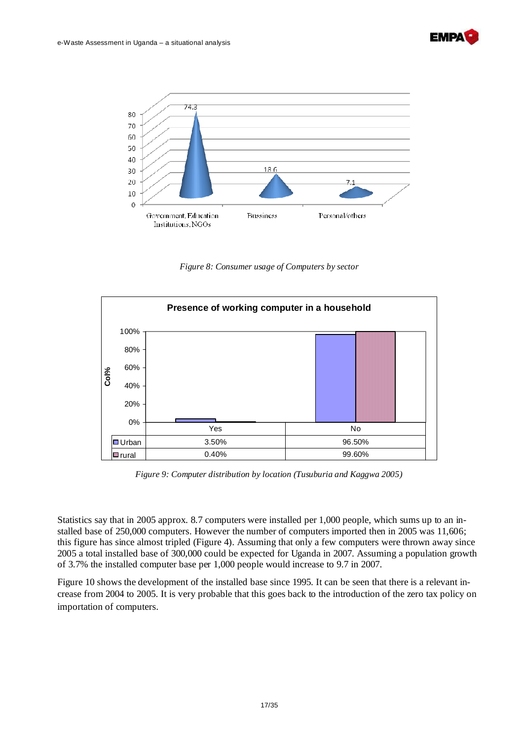*Figure 8: Consumer usage of Computers by sector*

**Presence of working computer in a household**

| | Yes | No |
|---|---|---|
| Urban | 3.50% | 96.50% |
| rural | 0.40% | 99.60% |

*Figure 9: Computer distribution by location (Tusuburia and Kaggwa 2005)*

Statistics say that in 2005 approx. 8.7 computers were installed per 1,000 people, which sums up to an installed base of 250,000 computers. However the number of computers imported then in 2005 was 11,606; this figure has since almost tripled (Figure 4). Assuming that only a few computers were thrown away since 2005 a total installed base of 300,000 could be expected for Uganda in 2007. Assuming a population growth of 3.7% the installed computer base per 1,000 people would increase to 9.7 in 2007.

Figure 10 shows the development of the installed base since 1995. It can be seen that there is a relevant increase from 2004 to 2005. It is very probable that this goes back to the introduction of the zero tax policy on importation of computers.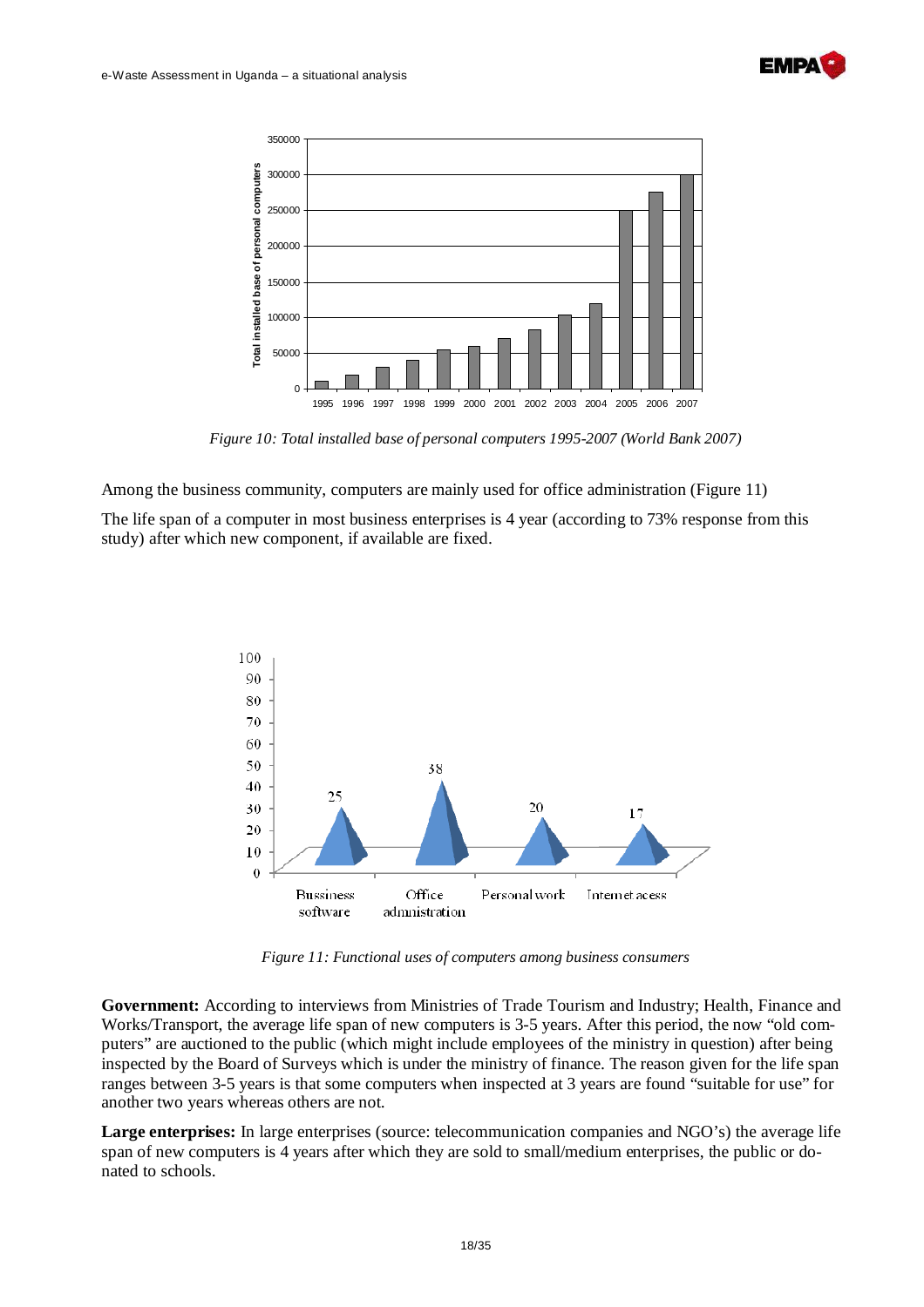*Figure 10: Total installed base of personal computers 1995-2007 (World Bank 2007)*

Among the business community, computers are mainly used for office administration (Figure 11)

The life span of a computer in most business enterprises is 4 year (according to 73% response from this study) after which new component, if available are fixed.

*Figure 11: Functional uses of computers among business consumers*

**Government:** According to interviews from Ministries of Trade Tourism and Industry; Health, Finance and Works/Transport, the average life span of new computers is 3-5 years. After this period, the now "old computers" are auctioned to the public (which might include employees of the ministry in question) after being inspected by the Board of Surveys which is under the ministry of finance. The reason given for the life span ranges between 3-5 years is that some computers when inspected at 3 years are found "suitable for use" for another two years whereas others are not.

**Large enterprises:** In large enterprises (source: telecommunication companies and NGO's) the average life span of new computers is 4 years after which they are sold to small/medium enterprises, the public or donated to schools.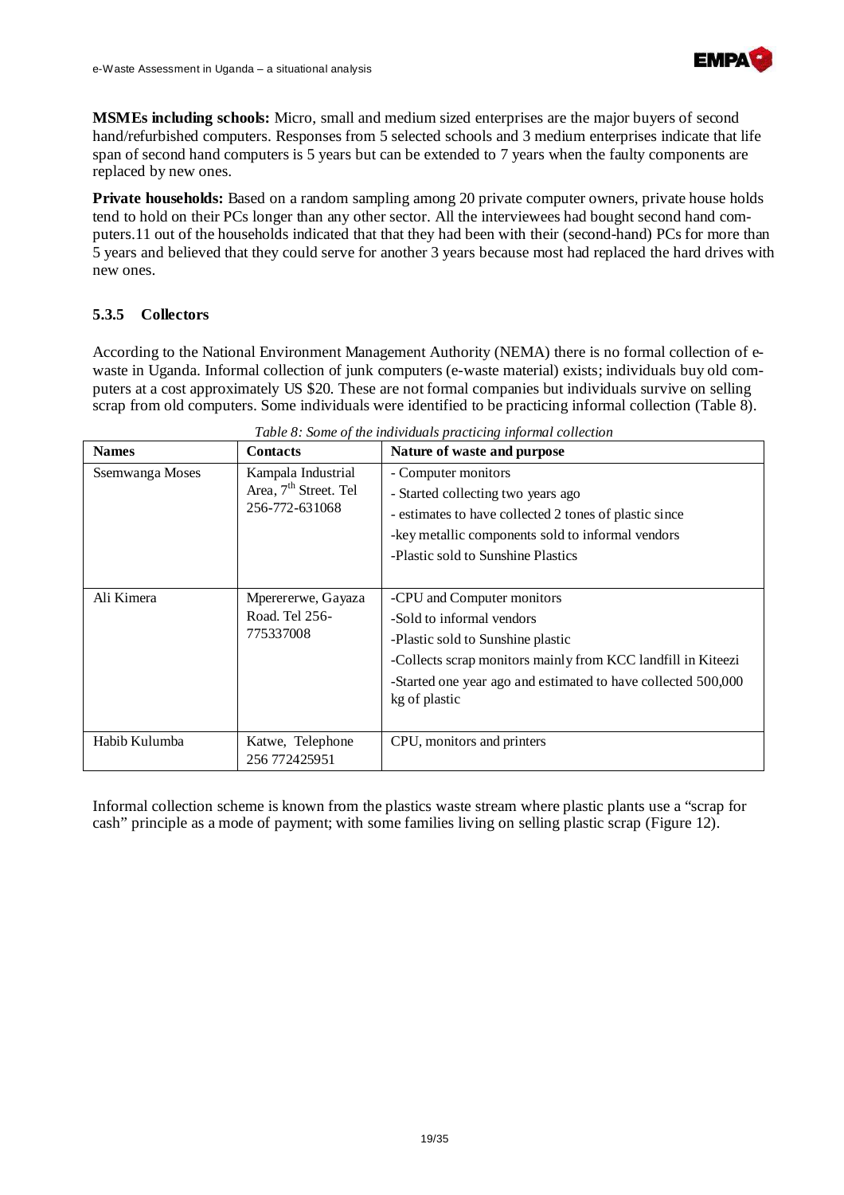**MSMEs including schools:** Micro, small and medium sized enterprises are the major buyers of second hand/refurbished computers. Responses from 5 selected schools and 3 medium enterprises indicate that life span of second hand computers is 5 years but can be extended to 7 years when the faulty components are replaced by new ones.

**Private households:** Based on a random sampling among 20 private computer owners, private house holds tend to hold on their PCs longer than any other sector. All the interviewees had bought second hand computers.11 out of the households indicated that that they had been with their (second-hand) PCs for more than 5 years and believed that they could serve for another 3 years because most had replaced the hard drives with new ones.

### 5.3.5 Collectors

According to the National Environment Management Authority (NEMA) there is no formal collection of e-waste in Uganda. Informal collection of junk computers (e-waste material) exists; individuals buy old computers at a cost approximately US $20. These are not formal companies but individuals survive on selling scrap from old computers. Some individuals were identified to be practicing informal collection (Table 8).

*Table 8: Some of the individuals practicing informal collection*

| Names | Contacts | Nature of waste and purpose |
|---|---|---|
| Ssemwanga Moses | Kampala Industrial Area, 7th Street. Tel 256-772-631068 | - Computer monitors<br>- Started collecting two years ago<br>- estimates to have collected 2 tones of plastic since<br>-key metallic components sold to informal vendors<br>-Plastic sold to Sunshine Plastics |
| Ali Kimera | Mpererere we, Gayaza Road. Tel 256-775337008 | -CPU and Computer monitors<br>-Sold to informal vendors<br>-Plastic sold to Sunshine plastic<br>-Collects scrap monitors mainly from KCC landfill in Kiteezi<br>-Started one year ago and estimated to have collected 500,000 kg of plastic |
| Habib Kulumba | Katwe, Telephone 256 772425951 | CPU, monitors and printers |

Informal collection scheme is known from the plastics waste stream where plastic plants use a "scrap for cash" principle as a mode of payment; with some families living on selling plastic scrap (Figure 12).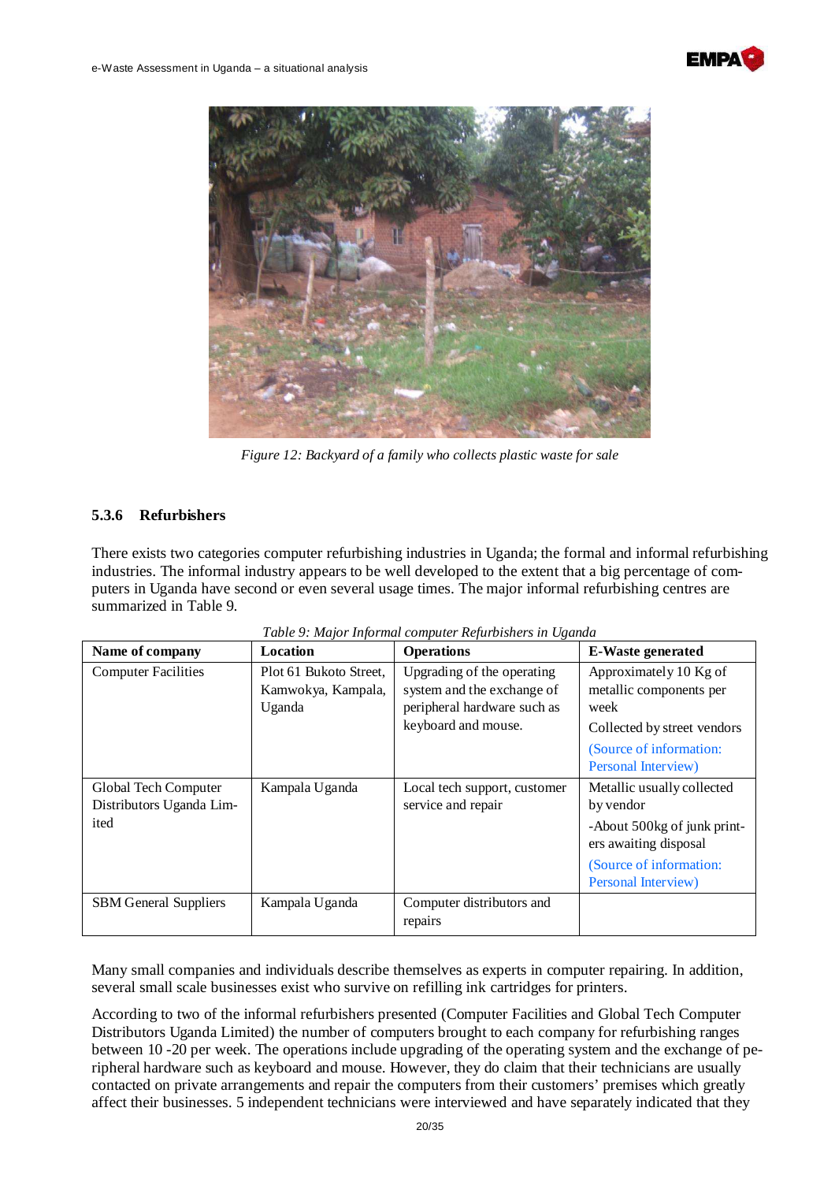*Figure 12: Backyard of a family who collects plastic waste for sale*

### 5.3.6 Refurbishers

There exists two categories computer refurbishing industries in Uganda; the formal and informal refurbishing industries. The informal industry appears to be well developed to the extent that a big percentage of computers in Uganda have second or even several usage times. The major informal refurbishing centres are summarized in Table 9.

*Table 9: Major Informal computer Refurbishers in Uganda*

| Name of company | Location | Operations | E-Waste generated |
|---|---|---|---|
| Computer Facilities | Plot 61 Bukoto Street, Kamwokya, Kampala, Uganda | Upgrading of the operating system and the exchange of peripheral hardware such as keyboard and mouse. | Approximately 10 Kg of metallic components per week<br>Collected by street vendors<br>(Source of information: Personal Interview) |
| Global Tech Computer Distributors Uganda Limited | Kampala Uganda | Local tech support, customer service and repair | Metallic usually collected by vendor<br>-About 500kg of junk printers awaiting disposal<br>(Source of information: Personal Interview) |
| SBM General Suppliers | Kampala Uganda | Computer distributors and repairs | |

Many small companies and individuals describe themselves as experts in computer repairing. In addition, several small scale businesses exist who survive on refilling ink cartridges for printers.

According to two of the informal refurbishers presented (Computer Facilities and Global Tech Computer Distributors Uganda Limited) the number of computers brought to each company for refurbishing ranges between 10 -20 per week. The operations include upgrading of the operating system and the exchange of peripheral hardware such as keyboard and mouse. However, they do claim that their technicians are usually contacted on private arrangements and repair the computers from their customers' premises which greatly affect their businesses. 5 independent technicians were interviewed and have separately indicated that they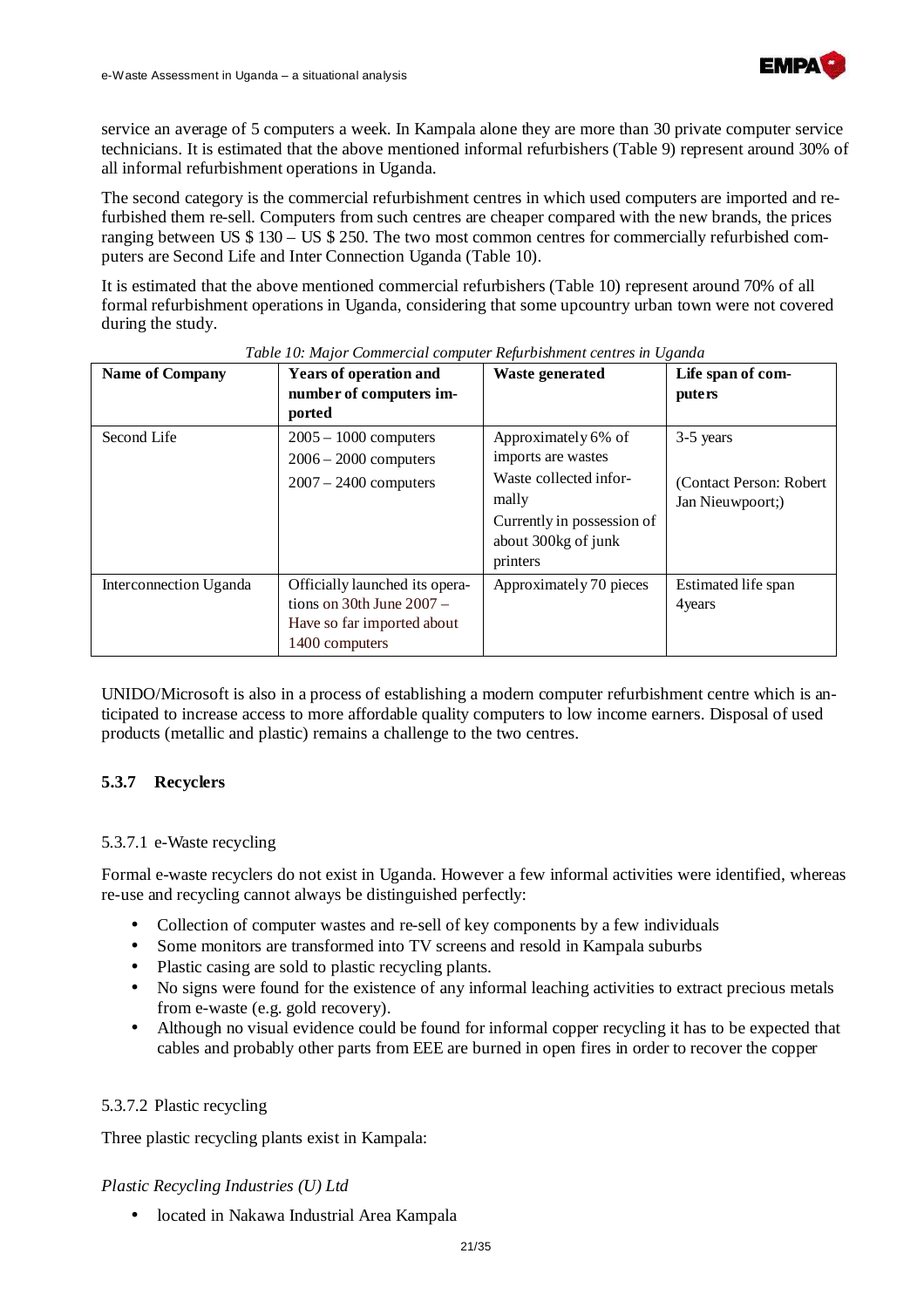service an average of 5 computers a week. In Kampala alone they are more than 30 private computer service technicians. It is estimated that the above mentioned informal refurbishers (Table 9) represent around 30% of all informal refurbishment operations in Uganda.

The second category is the commercial refurbishment centres in which used computers are imported and re-furbished them re-sell. Computers from such centres are cheaper compared with the new brands, the prices ranging between US $ 130 – US $ 250. The two most common centres for commercially refurbished computers are Second Life and Inter Connection Uganda (Table 10).

It is estimated that the above mentioned commercial refurbishers (Table 10) represent around 70% of all formal refurbishment operations in Uganda, considering that some upcountry urban town were not covered during the study.

*Table 10: Major Commercial computer Refurbishment centres in Uganda*

| Name of Company | Years of operation and number of computers imported | Waste generated | Life span of computers |
|---|---|---|---|
| Second Life | 2005 – 1000 computers<br>2006 – 2000 computers<br>2007 – 2400 computers | Approximately 6% of imports are wastes<br>Waste collected informally<br>Currently in possession of about 300kg of junk printers | 3-5 years<br><br>(Contact Person: Robert Jan Nieuwpoort;) |
| Interconnection Uganda | Officially launched its operations on 30th June 2007 – Have so far imported about 1400 computers | Approximately 70 pieces | Estimated life span 4years |

UNIDO/Microsoft is also in a process of establishing a modern computer refurbishment centre which is anticipated to increase access to more affordable quality computers to low income earners. Disposal of used products (metallic and plastic) remains a challenge to the two centres.

### 5.3.7 Recyclers

#### 5.3.7.1 e-Waste recycling

Formal e-waste recyclers do not exist in Uganda. However a few informal activities were identified, whereas re-use and recycling cannot always be distinguished perfectly:

- Collection of computer wastes and re-sell of key components by a few individuals
- Some monitors are transformed into TV screens and resold in Kampala suburbs
- Plastic casing are sold to plastic recycling plants.
- No signs were found for the existence of any informal leaching activities to extract precious metals from e-waste (e.g. gold recovery).
- Although no visual evidence could be found for informal copper recycling it has to be expected that cables and probably other parts from EEE are burned in open fires in order to recover the copper

#### 5.3.7.2 Plastic recycling

Three plastic recycling plants exist in Kampala:

*Plastic Recycling Industries (U) Ltd*

- located in Nakawa Industrial Area Kampala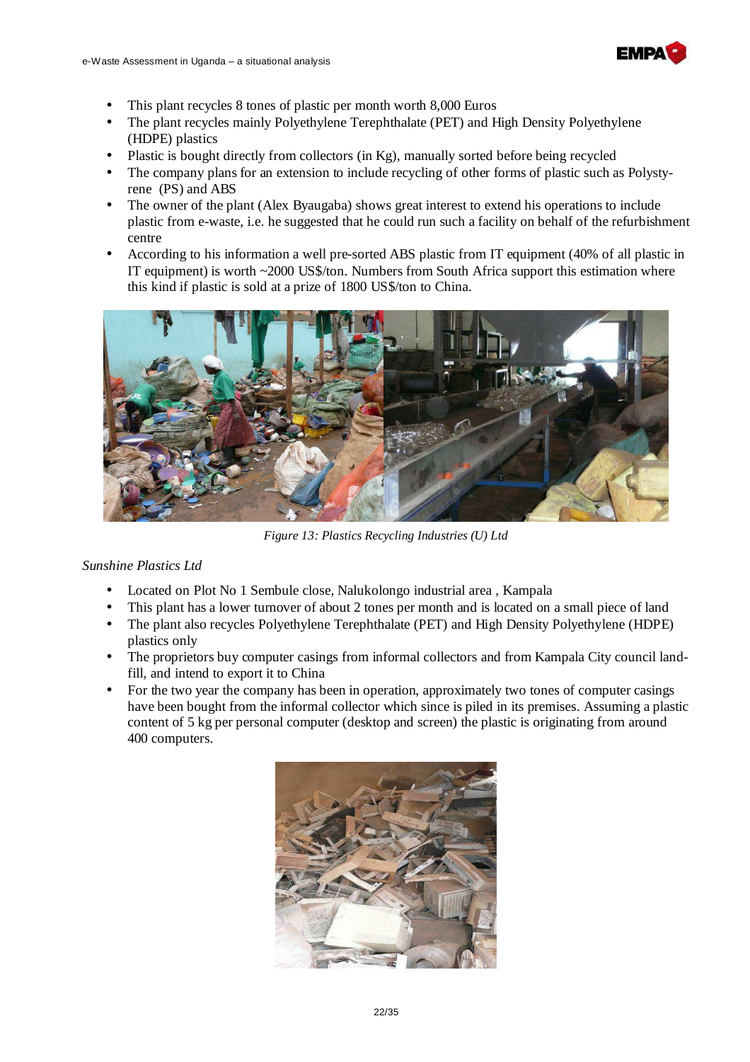- This plant recycles 8 tones of plastic per month worth 8,000 Euros
- The plant recycles mainly Polyethylene Terephthalate (PET) and High Density Polyethylene (HDPE) plastics
- Plastic is bought directly from collectors (in Kg), manually sorted before being recycled
- The company plans for an extension to include recycling of other forms of plastic such as Polystyrene (PS) and ABS
- The owner of the plant (Alex Byaugaba) shows great interest to extend his operations to include plastic from e-waste, i.e. he suggested that he could run such a facility on behalf of the refurbishment centre
- According to his information a well pre-sorted ABS plastic from IT equipment (40% of all plastic in IT equipment) is worth ~2000 US$/ton. Numbers from South Africa support this estimation where this kind if plastic is sold at a prize of 1800 US$/ton to China.

*Figure 13: Plastics Recycling Industries (U) Ltd*

*Sunshine Plastics Ltd*

- Located on Plot No 1 Sembule close, Nalukolongo industrial area , Kampala
- This plant has a lower turnover of about 2 tones per month and is located on a small piece of land
- The plant also recycles Polyethylene Terephthalate (PET) and High Density Polyethylene (HDPE) plastics only
- The proprietors buy computer casings from informal collectors and from Kampala City council landfill, and intend to export it to China
- For the two year the company has been in operation, approximately two tones of computer casings have been bought from the informal collector which since is piled in its premises. Assuming a plastic content of 5 kg per personal computer (desktop and screen) the plastic is originating from around 400 computers.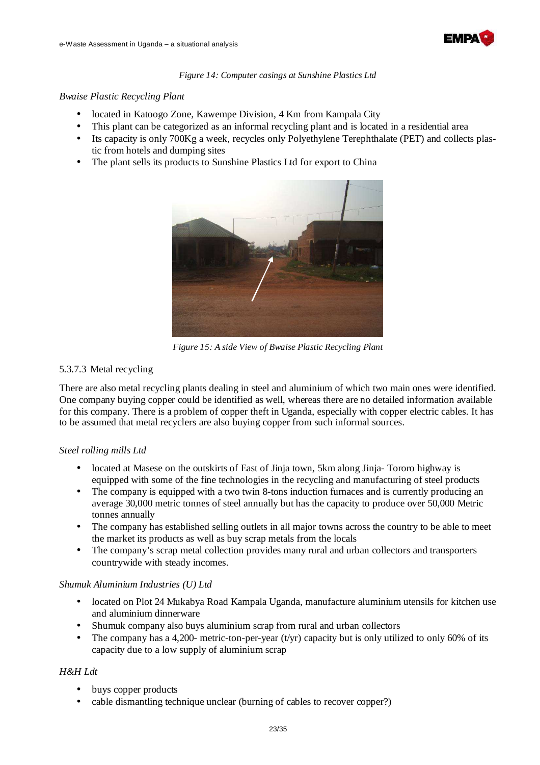*Figure 14: Computer casings at Sunshine Plastics Ltd*

*Bwaise Plastic Recycling Plant*

- located in Katoogo Zone, Kawempe Division, 4 Km from Kampala City
- This plant can be categorized as an informal recycling plant and is located in a residential area
- Its capacity is only 700Kg a week, recycles only Polyethylene Terephthalate (PET) and collects plastic from hotels and dumping sites
- The plant sells its products to Sunshine Plastics Ltd for export to China

*Figure 15: A side View of Bwaise Plastic Recycling Plant*

5.3.7.3 Metal recycling

There are also metal recycling plants dealing in steel and aluminium of which two main ones were identified. One company buying copper could be identified as well, whereas there are no detailed information available for this company. There is a problem of copper theft in Uganda, especially with copper electric cables. It has to be assumed that metal recyclers are also buying copper from such informal sources.

*Steel rolling mills Ltd*

- located at Masese on the outskirts of East of Jinja town, 5km along Jinja- Tororo highway is equipped with some of the fine technologies in the recycling and manufacturing of steel products
- The company is equipped with a two twin 8-tons induction furnaces and is currently producing an average 30,000 metric tonnes of steel annually but has the capacity to produce over 50,000 Metric tonnes annually
- The company has established selling outlets in all major towns across the country to be able to meet the market its products as well as buy scrap metals from the locals
- The company's scrap metal collection provides many rural and urban collectors and transporters countrywide with steady incomes.

*Shumuk Aluminium Industries (U) Ltd*

- located on Plot 24 Mukabya Road Kampala Uganda, manufacture aluminium utensils for kitchen use and aluminium dinnerware
- Shumuk company also buys aluminium scrap from rural and urban collectors
- The company has a 4,200- metric-ton-per-year (t/yr) capacity but is only utilized to only 60% of its capacity due to a low supply of aluminium scrap

*H&H Ldt*

- buys copper products
- cable dismantling technique unclear (burning of cables to recover copper?)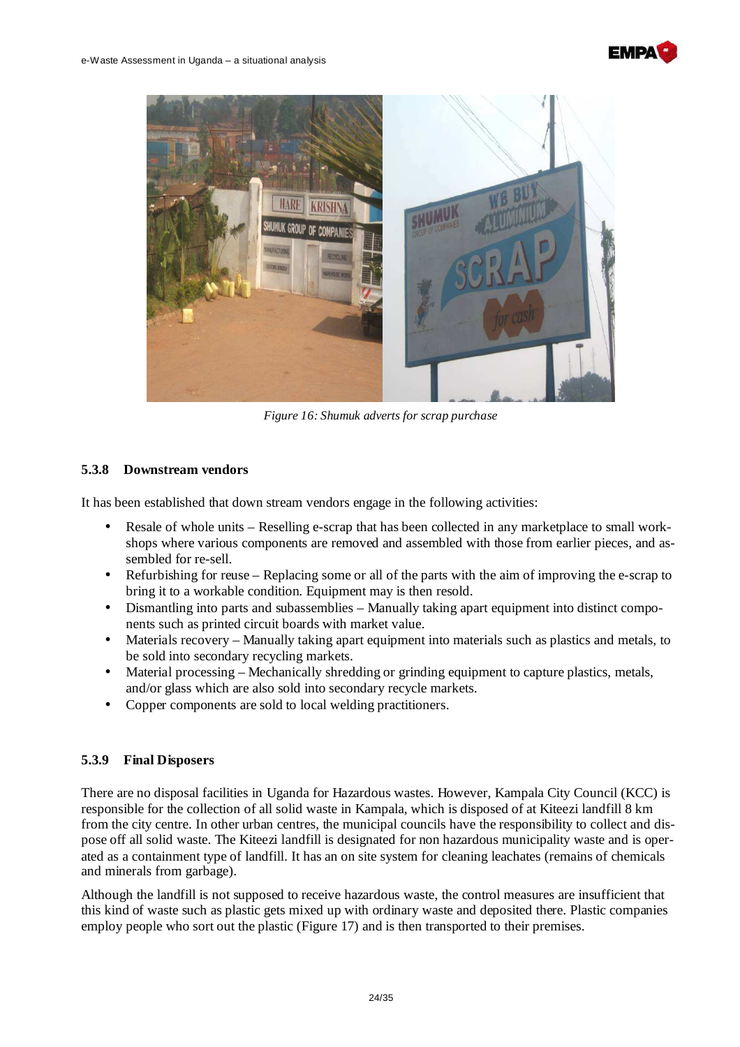*Figure 16: Shumuk adverts for scrap purchase*

### 5.3.8 Downstream vendors

It has been established that down stream vendors engage in the following activities:

- Resale of whole units – Reselling e-scrap that has been collected in any marketplace to small workshops where various components are removed and assembled with those from earlier pieces, and assembled for re-sell.
- Refurbishing for reuse – Replacing some or all of the parts with the aim of improving the e-scrap to bring it to a workable condition. Equipment may is then resold.
- Dismantling into parts and subassemblies – Manually taking apart equipment into distinct components such as printed circuit boards with market value.
- Materials recovery – Manually taking apart equipment into materials such as plastics and metals, to be sold into secondary recycling markets.
- Material processing – Mechanically shredding or grinding equipment to capture plastics, metals, and/or glass which are also sold into secondary recycle markets.
- Copper components are sold to local welding practitioners.

### 5.3.9 Final Disposers

There are no disposal facilities in Uganda for Hazardous wastes. However, Kampala City Council (KCC) is responsible for the collection of all solid waste in Kampala, which is disposed of at Kiteezi landfill 8 km from the city centre. In other urban centres, the municipal councils have the responsibility to collect and dispose off all solid waste. The Kiteezi landfill is designated for non hazardous municipality waste and is operated as a containment type of landfill. It has an on site system for cleaning leachates (remains of chemicals and minerals from garbage).

Although the landfill is not supposed to receive hazardous waste, the control measures are insufficient that this kind of waste such as plastic gets mixed up with ordinary waste and deposited there. Plastic companies employ people who sort out the plastic (Figure 17) and is then transported to their premises.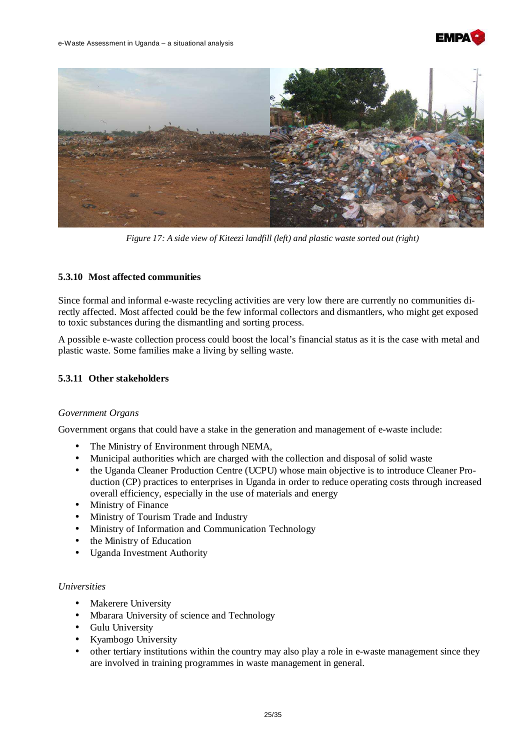*Figure 17: A side view of Kiteezi landfill (left) and plastic waste sorted out (right)*

### 5.3.10 Most affected communities

Since formal and informal e-waste recycling activities are very low there are currently no communities directly affected. Most affected could be the few informal collectors and dismantlers, who might get exposed to toxic substances during the dismantling and sorting process.

A possible e-waste collection process could boost the local's financial status as it is the case with metal and plastic waste. Some families make a living by selling waste.

### 5.3.11 Other stakeholders

*Government Organs*

Government organs that could have a stake in the generation and management of e-waste include:

- The Ministry of Environment through NEMA,
- Municipal authorities which are charged with the collection and disposal of solid waste
- the Uganda Cleaner Production Centre (UCPU) whose main objective is to introduce Cleaner Production (CP) practices to enterprises in Uganda in order to reduce operating costs through increased overall efficiency, especially in the use of materials and energy
- Ministry of Finance
- Ministry of Tourism Trade and Industry
- Ministry of Information and Communication Technology
- the Ministry of Education
- Uganda Investment Authority

*Universities*

- Makerere University
- Mbarara University of science and Technology
- Gulu University
- Kyambogo University
- other tertiary institutions within the country may also play a role in e-waste management since they are involved in training programmes in waste management in general.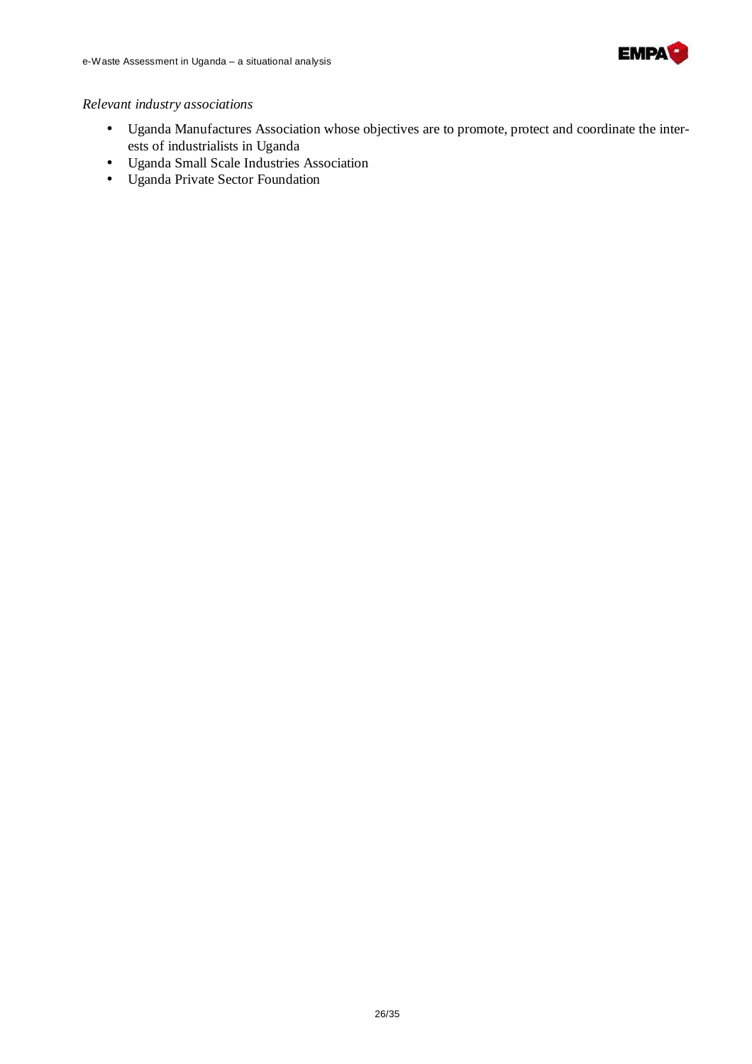*Relevant industry associations*

- Uganda Manufactures Association whose objectives are to promote, protect and coordinate the interests of industrialists in Uganda
- Uganda Small Scale Industries Association
- Uganda Private Sector Foundation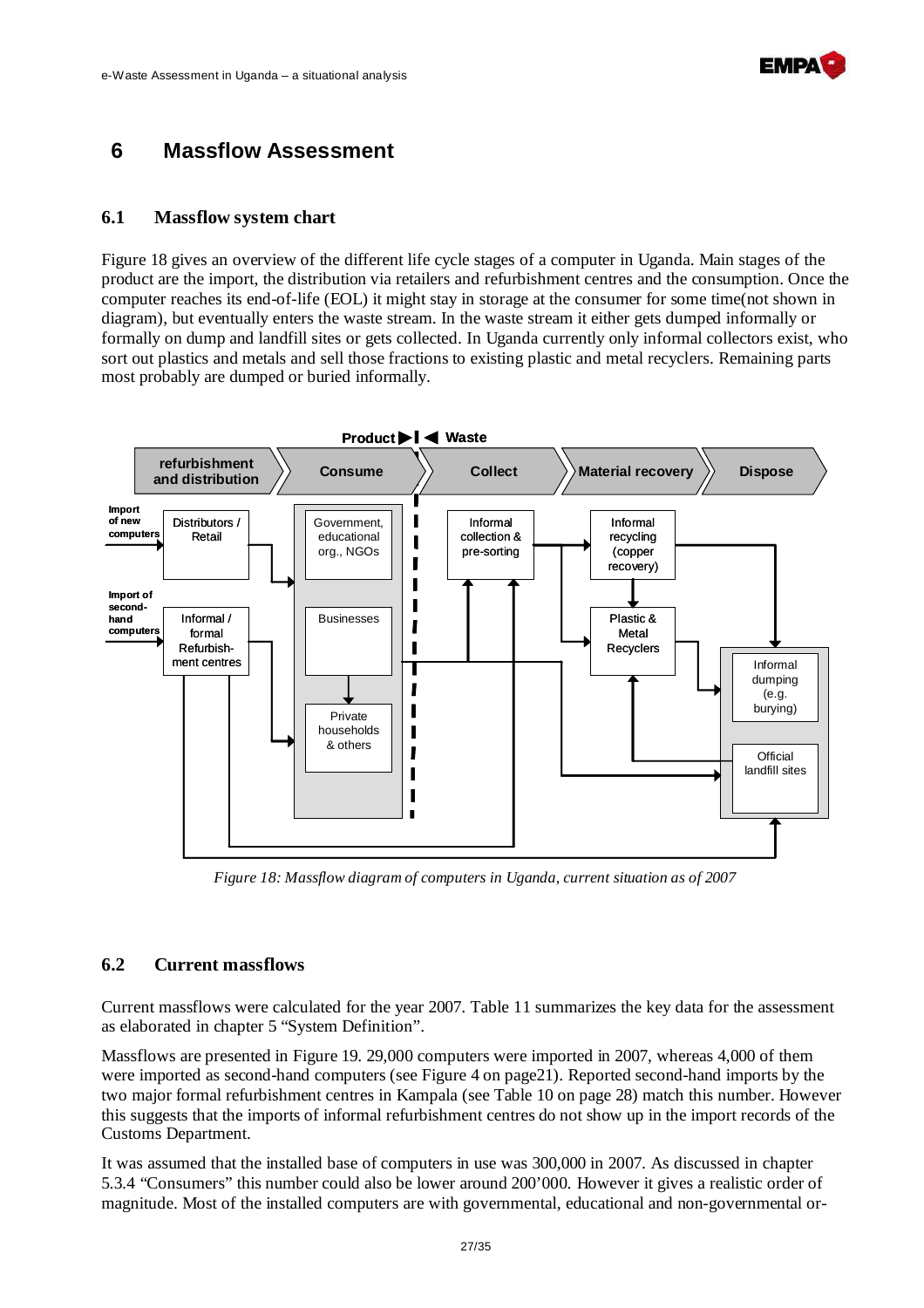# 6 Massflow Assessment

## 6.1 Massflow system chart

Figure 18 gives an overview of the different life cycle stages of a computer in Uganda. Main stages of the product are the import, the distribution via retailers and refurbishment centres and the consumption. Once the computer reaches its end-of-life (EOL) it might stay in storage at the consumer for some time(not shown in diagram), but eventually enters the waste stream. In the waste stream it either gets dumped informally or formally on dump and landfill sites or gets collected. In Uganda currently only informal collectors exist, who sort out plastics and metals and sell those fractions to existing plastic and metal recyclers. Remaining parts most probably are dumped or buried informally.

*Figure 18: Massflow diagram of computers in Uganda, current situation as of 2007*

## 6.2 Current massflows

Current massflows were calculated for the year 2007. Table 11 summarizes the key data for the assessment as elaborated in chapter 5 "System Definition".

Massflows are presented in Figure 19. 29,000 computers were imported in 2007, whereas 4,000 of them were imported as second-hand computers (see Figure 4 on page21). Reported second-hand imports by the two major formal refurbishment centres in Kampala (see Table 10 on page 28) match this number. However this suggests that the imports of informal refurbishment centres do not show up in the import records of the Customs Department.

It was assumed that the installed base of computers in use was 300,000 in 2007. As discussed in chapter 5.3.4 "Consumers" this number could also be lower around 200'000. However it gives a realistic order of magnitude. Most of the installed computers are with governmental, educational and non-governmental or-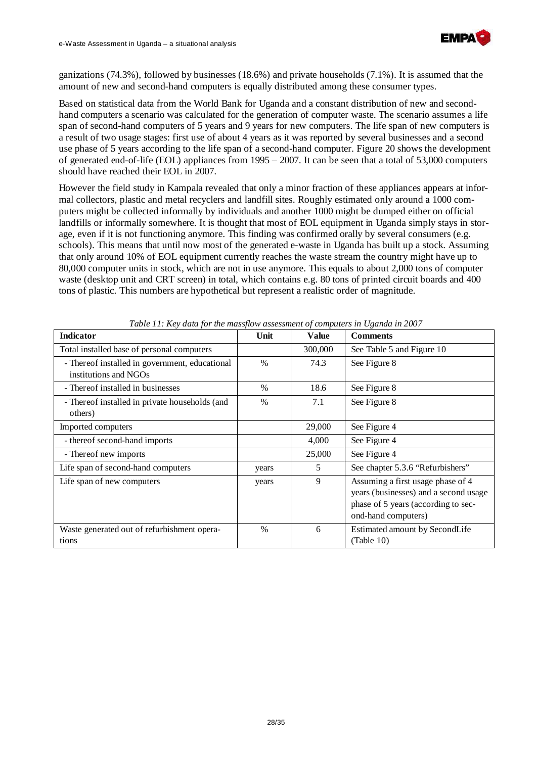ganizations (74.3%), followed by businesses (18.6%) and private households (7.1%). It is assumed that the amount of new and second-hand computers is equally distributed among these consumer types.

Based on statistical data from the World Bank for Uganda and a constant distribution of new and second-hand computers a scenario was calculated for the generation of computer waste. The scenario assumes a life span of second-hand computers of 5 years and 9 years for new computers. The life span of new computers is a result of two usage stages: first use of about 4 years as it was reported by several businesses and a second use phase of 5 years according to the life span of a second-hand computer. Figure 20 shows the development of generated end-of-life (EOL) appliances from 1995 – 2007. It can be seen that a total of 53,000 computers should have reached their EOL in 2007.

However the field study in Kampala revealed that only a minor fraction of these appliances appears at informal collectors, plastic and metal recyclers and landfill sites. Roughly estimated only around a 1000 computers might be collected informally by individuals and another 1000 might be dumped either on official landfills or informally somewhere. It is thought that most of EOL equipment in Uganda simply stays in storage, even if it is not functioning anymore. This finding was confirmed orally by several consumers (e.g. schools). This means that until now most of the generated e-waste in Uganda has built up a stock. Assuming that only around 10% of EOL equipment currently reaches the waste stream the country might have up to 80,000 computer units in stock, which are not in use anymore. This equals to about 2,000 tons of computer waste (desktop unit and CRT screen) in total, which contains e.g. 80 tons of printed circuit boards and 400 tons of plastic. This numbers are hypothetical but represent a realistic order of magnitude.

*Table 11: Key data for the massflow assessment of computers in Uganda in 2007*

| Indicator | Unit | Value | Comments |
|---|---|---|---|
| Total installed base of personal computers | | 300,000 | See Table 5 and Figure 10 |
| - Thereof installed in government, educational institutions and NGOs | % | 74.3 | See Figure 8 |
| - Thereof installed in businesses | % | 18.6 | See Figure 8 |
| - Thereof installed in private households (and others) | % | 7.1 | See Figure 8 |
| Imported computers | | 29,000 | See Figure 4 |
| - thereof second-hand imports | | 4,000 | See Figure 4 |
| - Thereof new imports | | 25,000 | See Figure 4 |
| Life span of second-hand computers | years | 5 | See chapter 5.3.6 "Refurbishers" |
| Life span of new computers | years | 9 | Assuming a first usage phase of 4 years (businesses) and a second usage phase of 5 years (according to second-hand computers) |
| Waste generated out of refurbishment operations | % | 6 | Estimated amount by SecondLife (Table 10) |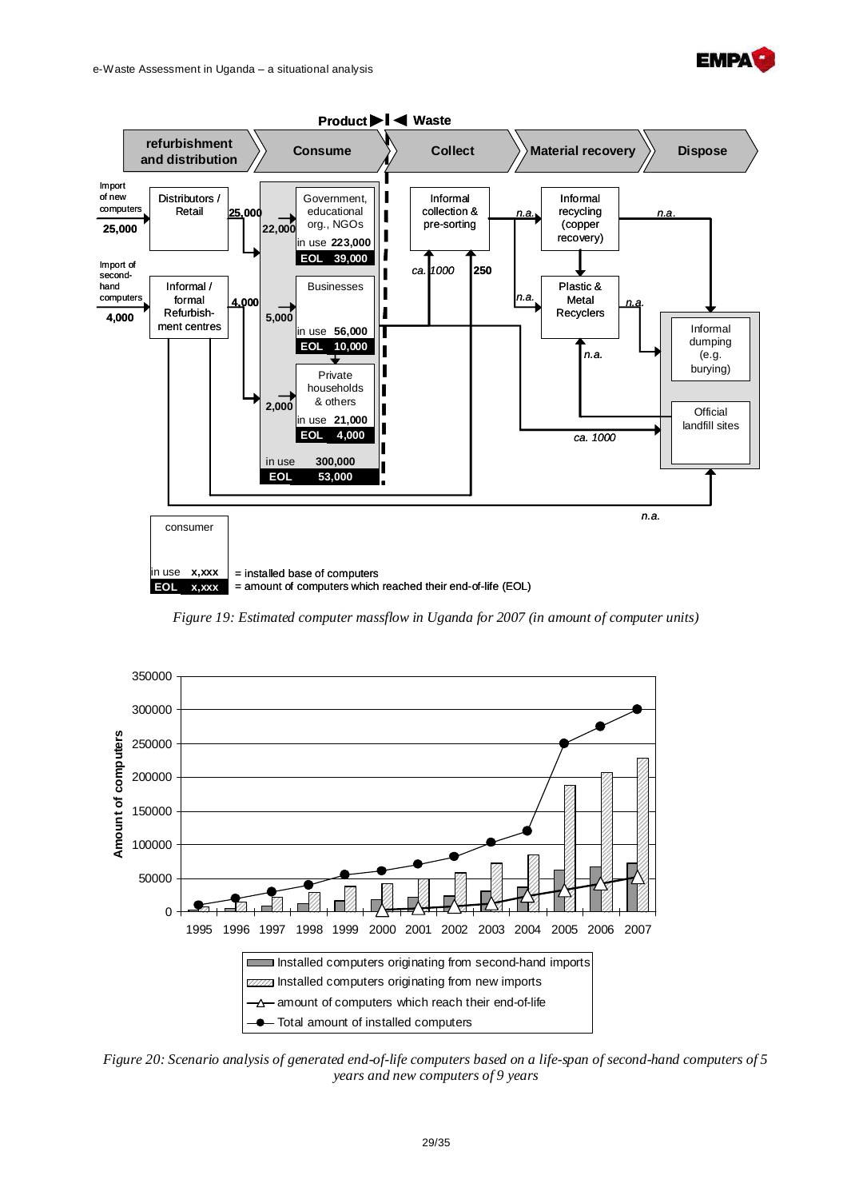Figure 19: Estimated computer massflow in Uganda for 2007 (in amount of computer units)

Figure 20: Scenario analysis of generated end-of-life computers based on a life-span of second-hand computers of 5 years and new computers of 9 years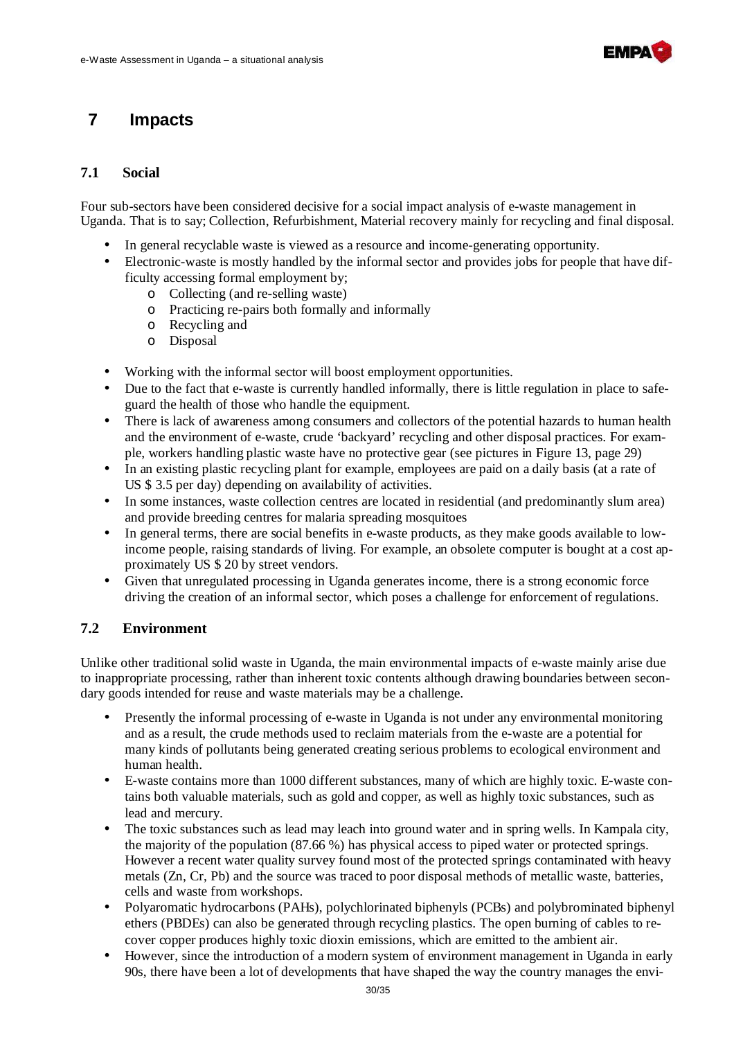# 7 Impacts

## 7.1 Social

Four sub-sectors have been considered decisive for a social impact analysis of e-waste management in Uganda. That is to say; Collection, Refurbishment, Material recovery mainly for recycling and final disposal.

- In general recyclable waste is viewed as a resource and income-generating opportunity.
- Electronic-waste is mostly handled by the informal sector and provides jobs for people that have difficulty accessing formal employment by;
  - Collecting (and re-selling waste)
  - Practicing re-pairs both formally and informally
  - Recycling and
  - Disposal
- Working with the informal sector will boost employment opportunities.
- Due to the fact that e-waste is currently handled informally, there is little regulation in place to safeguard the health of those who handle the equipment.
- There is lack of awareness among consumers and collectors of the potential hazards to human health and the environment of e-waste, crude 'backyard' recycling and other disposal practices. For example, workers handling plastic waste have no protective gear (see pictures in Figure 13, page 29)
- In an existing plastic recycling plant for example, employees are paid on a daily basis (at a rate of US $ 3.5 per day) depending on availability of activities.
- In some instances, waste collection centres are located in residential (and predominantly slum area) and provide breeding centres for malaria spreading mosquitoes
- In general terms, there are social benefits in e-waste products, as they make goods available to low-income people, raising standards of living. For example, an obsolete computer is bought at a cost approximately US $ 20 by street vendors.
- Given that unregulated processing in Uganda generates income, there is a strong economic force driving the creation of an informal sector, which poses a challenge for enforcement of regulations.

## 7.2 Environment

Unlike other traditional solid waste in Uganda, the main environmental impacts of e-waste mainly arise due to inappropriate processing, rather than inherent toxic contents although drawing boundaries between secondary goods intended for reuse and waste materials may be a challenge.

- Presently the informal processing of e-waste in Uganda is not under any environmental monitoring and as a result, the crude methods used to reclaim materials from the e-waste are a potential for many kinds of pollutants being generated creating serious problems to ecological environment and human health.
- E-waste contains more than 1000 different substances, many of which are highly toxic. E-waste contains both valuable materials, such as gold and copper, as well as highly toxic substances, such as lead and mercury.
- The toxic substances such as lead may leach into ground water and in spring wells. In Kampala city, the majority of the population (87.66 %) has physical access to piped water or protected springs. However a recent water quality survey found most of the protected springs contaminated with heavy metals (Zn, Cr, Pb) and the source was traced to poor disposal methods of metallic waste, batteries, cells and waste from workshops.
- Polyaromatic hydrocarbons (PAHs), polychlorinated biphenyls (PCBs) and polybrominated biphenyl ethers (PBDEs) can also be generated through recycling plastics. The open burning of cables to recover copper produces highly toxic dioxin emissions, which are emitted to the ambient air.
- However, since the introduction of a modern system of environment management in Uganda in early 90s, there have been a lot of developments that have shaped the way the country manages the envi-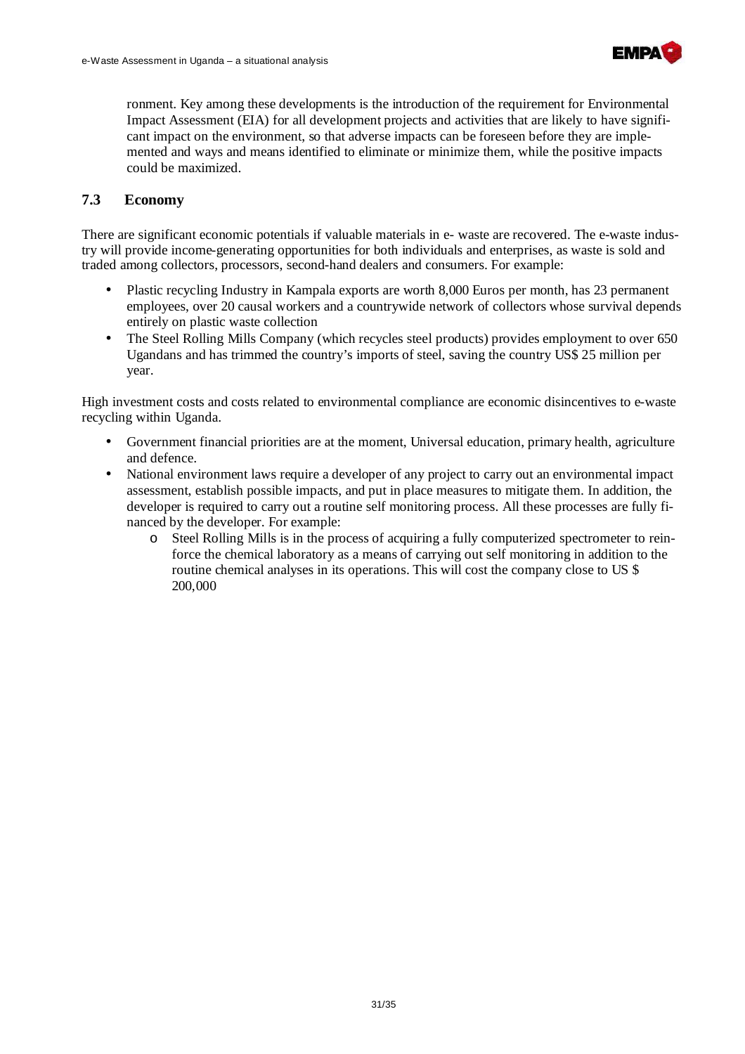ronment. Key among these developments is the introduction of the requirement for Environmental Impact Assessment (EIA) for all development projects and activities that are likely to have significant impact on the environment, so that adverse impacts can be foreseen before they are implemented and ways and means identified to eliminate or minimize them, while the positive impacts could be maximized.

## 7.3 Economy

There are significant economic potentials if valuable materials in e- waste are recovered. The e-waste industry will provide income-generating opportunities for both individuals and enterprises, as waste is sold and traded among collectors, processors, second-hand dealers and consumers. For example:

- Plastic recycling Industry in Kampala exports are worth 8,000 Euros per month, has 23 permanent employees, over 20 causal workers and a countrywide network of collectors whose survival depends entirely on plastic waste collection
- The Steel Rolling Mills Company (which recycles steel products) provides employment to over 650 Ugandans and has trimmed the country's imports of steel, saving the country US$ 25 million per year.

High investment costs and costs related to environmental compliance are economic disincentives to e-waste recycling within Uganda.

- Government financial priorities are at the moment, Universal education, primary health, agriculture and defence.
- National environment laws require a developer of any project to carry out an environmental impact assessment, establish possible impacts, and put in place measures to mitigate them. In addition, the developer is required to carry out a routine self monitoring process. All these processes are fully financed by the developer. For example:
  - Steel Rolling Mills is in the process of acquiring a fully computerized spectrometer to reinforce the chemical laboratory as a means of carrying out self monitoring in addition to the routine chemical analyses in its operations. This will cost the company close to US $ 200,000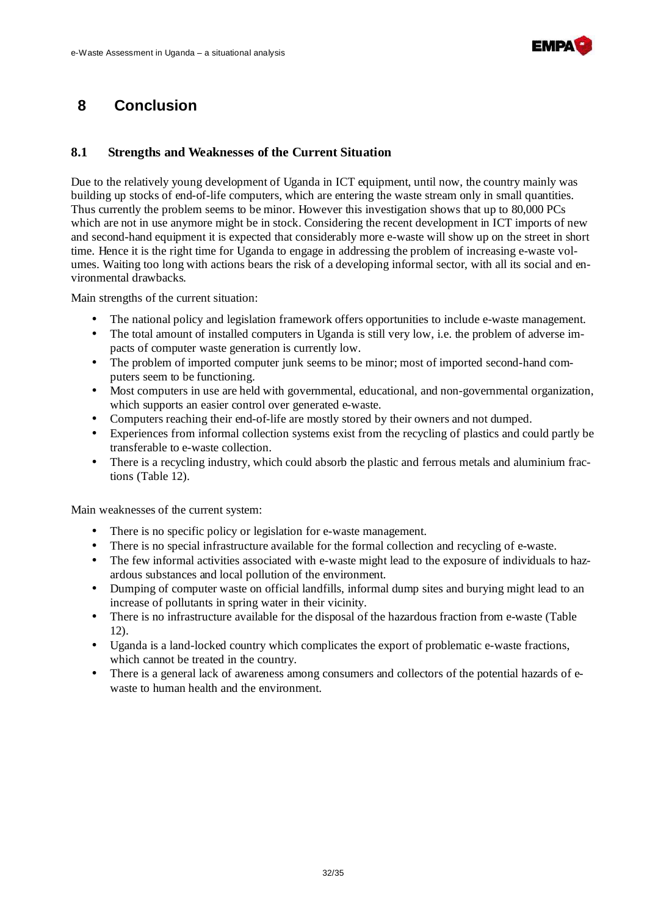# 8 Conclusion

## 8.1 Strengths and Weaknesses of the Current Situation

Due to the relatively young development of Uganda in ICT equipment, until now, the country mainly was building up stocks of end-of-life computers, which are entering the waste stream only in small quantities. Thus currently the problem seems to be minor. However this investigation shows that up to 80,000 PCs which are not in use anymore might be in stock. Considering the recent development in ICT imports of new and second-hand equipment it is expected that considerably more e-waste will show up on the street in short time. Hence it is the right time for Uganda to engage in addressing the problem of increasing e-waste volumes. Waiting too long with actions bears the risk of a developing informal sector, with all its social and environmental drawbacks.

Main strengths of the current situation:

- The national policy and legislation framework offers opportunities to include e-waste management.
- The total amount of installed computers in Uganda is still very low, i.e. the problem of adverse impacts of computer waste generation is currently low.
- The problem of imported computer junk seems to be minor; most of imported second-hand computers seem to be functioning.
- Most computers in use are held with governmental, educational, and non-governmental organization, which supports an easier control over generated e-waste.
- Computers reaching their end-of-life are mostly stored by their owners and not dumped.
- Experiences from informal collection systems exist from the recycling of plastics and could partly be transferable to e-waste collection.
- There is a recycling industry, which could absorb the plastic and ferrous metals and aluminium fractions (Table 12).

Main weaknesses of the current system:

- There is no specific policy or legislation for e-waste management.
- There is no special infrastructure available for the formal collection and recycling of e-waste.
- The few informal activities associated with e-waste might lead to the exposure of individuals to hazardous substances and local pollution of the environment.
- Dumping of computer waste on official landfills, informal dump sites and burying might lead to an increase of pollutants in spring water in their vicinity.
- There is no infrastructure available for the disposal of the hazardous fraction from e-waste (Table 12).
- Uganda is a land-locked country which complicates the export of problematic e-waste fractions, which cannot be treated in the country.
- There is a general lack of awareness among consumers and collectors of the potential hazards of e-waste to human health and the environment.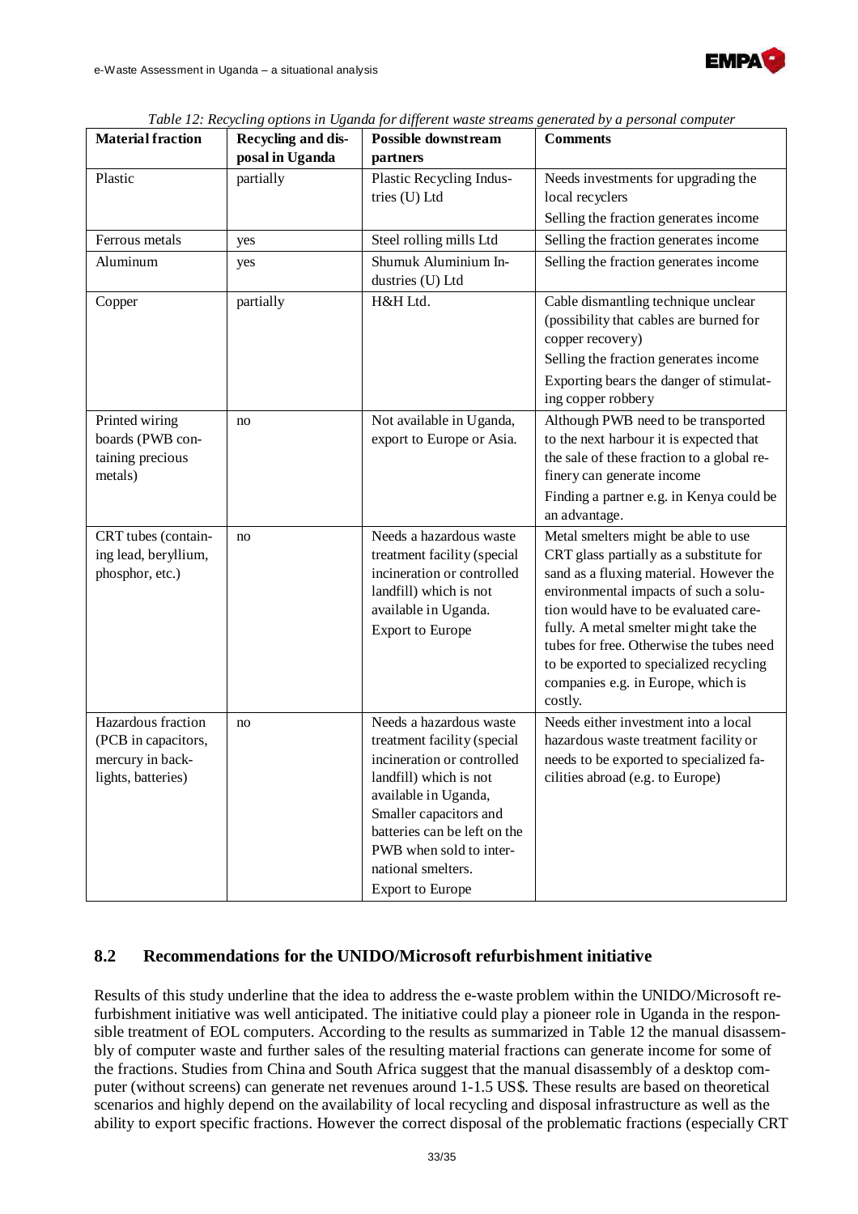*Table 12: Recycling options in Uganda for different waste streams generated by a personal computer*

| Material fraction | Recycling and disposal in Uganda | Possible downstream partners | Comments |
|---|---|---|---|
| Plastic | partially | Plastic Recycling Industries (U) Ltd | Needs investments for upgrading the local recyclers<br>Selling the fraction generates income |
| Ferrous metals | yes | Steel rolling mills Ltd | Selling the fraction generates income |
| Aluminum | yes | Shumuk Aluminium Industries (U) Ltd | Selling the fraction generates income |
| Copper | partially | H&H Ltd. | Cable dismantling technique unclear (possibility that cables are burned for copper recovery)<br>Selling the fraction generates income<br>Exporting bears the danger of stimulating copper robbery |
| Printed wiring boards (PWB containing precious metals) | no | Not available in Uganda, export to Europe or Asia. | Although PWB need to be transported to the next harbour it is expected that the sale of these fraction to a global refinery can generate income<br>Finding a partner e.g. in Kenya could be an advantage. |
| CRT tubes (containing lead, beryllium, phosphor, etc.) | no | Needs a hazardous waste treatment facility (special incineration or controlled landfill) which is not available in Uganda.<br>Export to Europe | Metal smelters might be able to use CRT glass partially as a substitute for sand as a fluxing material. However the environmental impacts of such a solution would have to be evaluated carefully. A metal smelter might take the tubes for free. Otherwise the tubes need to be exported to specialized recycling companies e.g. in Europe, which is costly. |
| Hazardous fraction (PCB in capacitors, mercury in backlights, batteries) | no | Needs a hazardous waste treatment facility (special incineration or controlled landfill) which is not available in Uganda, Smaller capacitors and batteries can be left on the PWB when sold to international smelters.<br>Export to Europe | Needs either investment into a local hazardous waste treatment facility or needs to be exported to specialized facilities abroad (e.g. to Europe) |

## 8.2 Recommendations for the UNIDO/Microsoft refurbishment initiative

Results of this study underline that the idea to address the e-waste problem within the UNIDO/Microsoft refurbishment initiative was well anticipated. The initiative could play a pioneer role in Uganda in the responsible treatment of EOL computers. According to the results as summarized in Table 12 the manual disassembly of computer waste and further sales of the resulting material fractions can generate income for some of the fractions. Studies from China and South Africa suggest that the manual disassembly of a desktop computer (without screens) can generate net revenues around 1-1.5 US$. These results are based on theoretical scenarios and highly depend on the availability of local recycling and disposal infrastructure as well as the ability to export specific fractions. However the correct disposal of the problematic fractions (especially CRT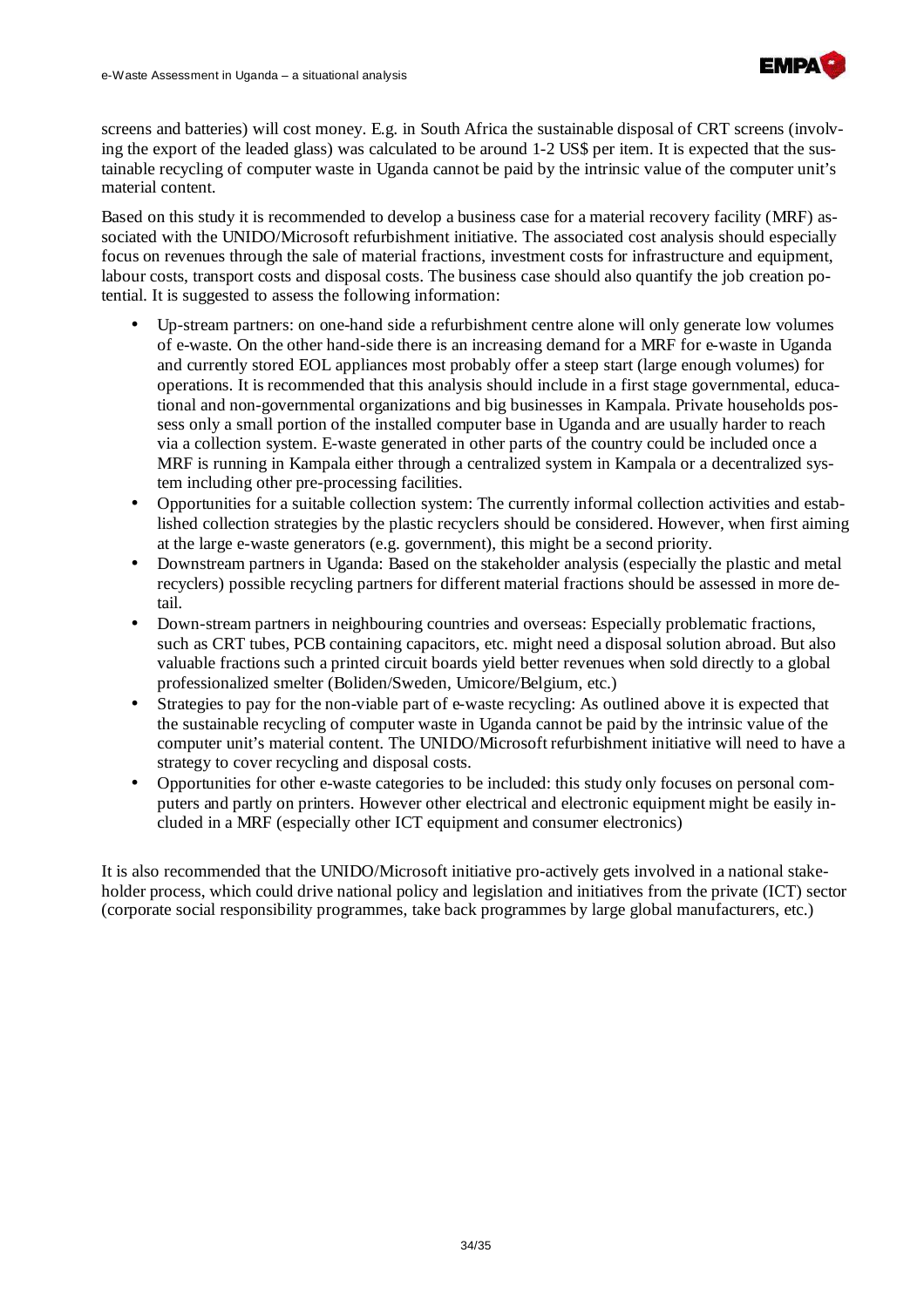screens and batteries) will cost money. E.g. in South Africa the sustainable disposal of CRT screens (involving the export of the leaded glass) was calculated to be around 1-2 US$ per item. It is expected that the sustainable recycling of computer waste in Uganda cannot be paid by the intrinsic value of the computer unit's material content.

Based on this study it is recommended to develop a business case for a material recovery facility (MRF) associated with the UNIDO/Microsoft refurbishment initiative. The associated cost analysis should especially focus on revenues through the sale of material fractions, investment costs for infrastructure and equipment, labour costs, transport costs and disposal costs. The business case should also quantify the job creation potential. It is suggested to assess the following information:

- Up-stream partners: on one-hand side a refurbishment centre alone will only generate low volumes of e-waste. On the other hand-side there is an increasing demand for a MRF for e-waste in Uganda and currently stored EOL appliances most probably offer a steep start (large enough volumes) for operations. It is recommended that this analysis should include in a first stage governmental, educational and non-governmental organizations and big businesses in Kampala. Private households possess only a small portion of the installed computer base in Uganda and are usually harder to reach via a collection system. E-waste generated in other parts of the country could be included once a MRF is running in Kampala either through a centralized system in Kampala or a decentralized system including other pre-processing facilities.
- Opportunities for a suitable collection system: The currently informal collection activities and established collection strategies by the plastic recyclers should be considered. However, when first aiming at the large e-waste generators (e.g. government), this might be a second priority.
- Downstream partners in Uganda: Based on the stakeholder analysis (especially the plastic and metal recyclers) possible recycling partners for different material fractions should be assessed in more detail.
- Down-stream partners in neighbouring countries and overseas: Especially problematic fractions, such as CRT tubes, PCB containing capacitors, etc. might need a disposal solution abroad. But also valuable fractions such a printed circuit boards yield better revenues when sold directly to a global professionalized smelter (Boliden/Sweden, Umicore/Belgium, etc.)
- Strategies to pay for the non-viable part of e-waste recycling: As outlined above it is expected that the sustainable recycling of computer waste in Uganda cannot be paid by the intrinsic value of the computer unit's material content. The UNIDO/Microsoft refurbishment initiative will need to have a strategy to cover recycling and disposal costs.
- Opportunities for other e-waste categories to be included: this study only focuses on personal computers and partly on printers. However other electrical and electronic equipment might be easily included in a MRF (especially other ICT equipment and consumer electronics)

It is also recommended that the UNIDO/Microsoft initiative pro-actively gets involved in a national stakeholder process, which could drive national policy and legislation and initiatives from the private (ICT) sector (corporate social responsibility programmes, take back programmes by large global manufacturers, etc.)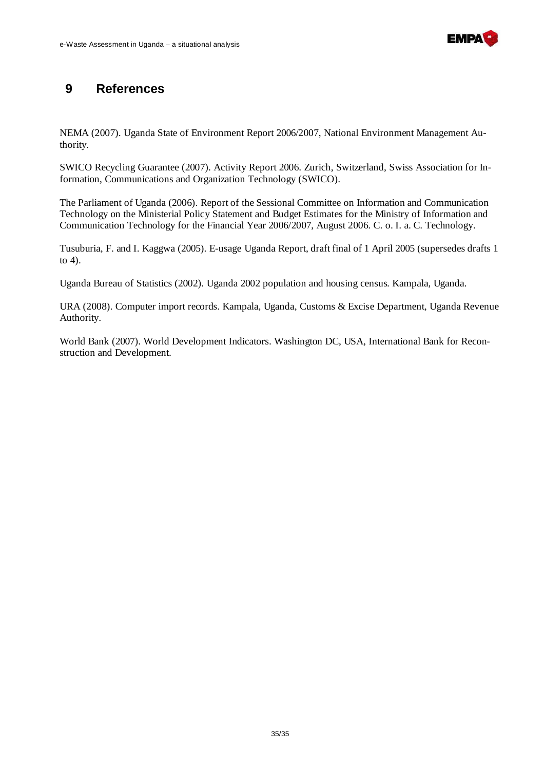# 9 References

NEMA (2007). Uganda State of Environment Report 2006/2007, National Environment Management Authority.

SWICO Recycling Guarantee (2007). Activity Report 2006. Zurich, Switzerland, Swiss Association for Information, Communications and Organization Technology (SWICO).

The Parliament of Uganda (2006). Report of the Sessional Committee on Information and Communication Technology on the Ministerial Policy Statement and Budget Estimates for the Ministry of Information and Communication Technology for the Financial Year 2006/2007, August 2006. C. o. I. a. C. Technology.

Tusuburia, F. and I. Kaggwa (2005). E-usage Uganda Report, draft final of 1 April 2005 (supersedes drafts 1 to 4).

Uganda Bureau of Statistics (2002). Uganda 2002 population and housing census. Kampala, Uganda.

URA (2008). Computer import records. Kampala, Uganda, Customs & Excise Department, Uganda Revenue Authority.

World Bank (2007). World Development Indicators. Washington DC, USA, International Bank for Reconstruction and Development.